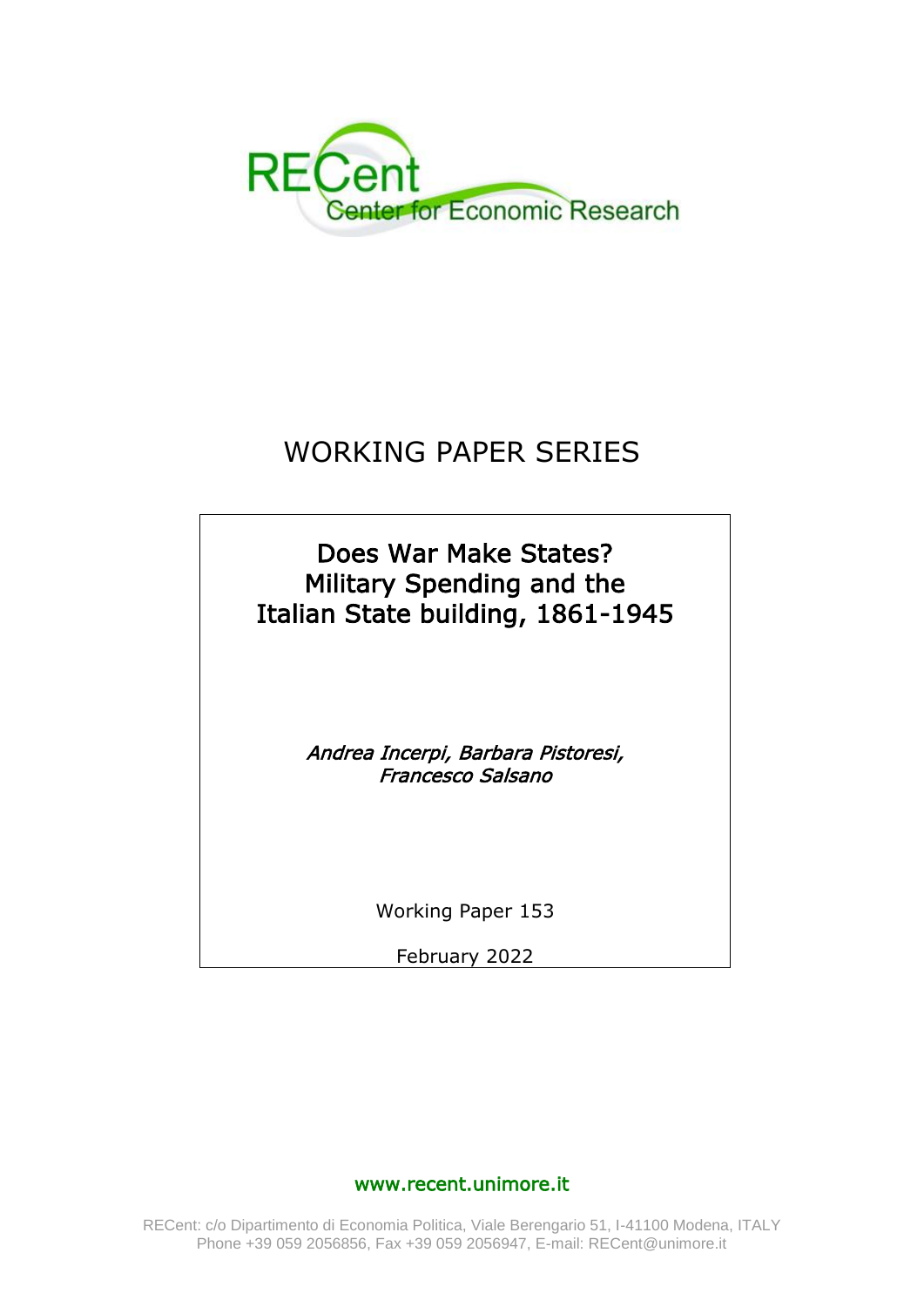RECent
Center for Economic Research

# WORKING PAPER SERIES

## Does War Make States? Military Spending and the Italian State building, 1861-1945

*Andrea Incerpi, Barbara Pistoresi, Francesco Salsano*

Working Paper 153

February 2022

www.recent.unimore.it

RECent: c/o Dipartimento di Economia Politica, Viale Berengario 51, I-41100 Modena, ITALY
Phone +39 059 2056856, Fax +39 059 2056947, E-mail: RECent@unimore.it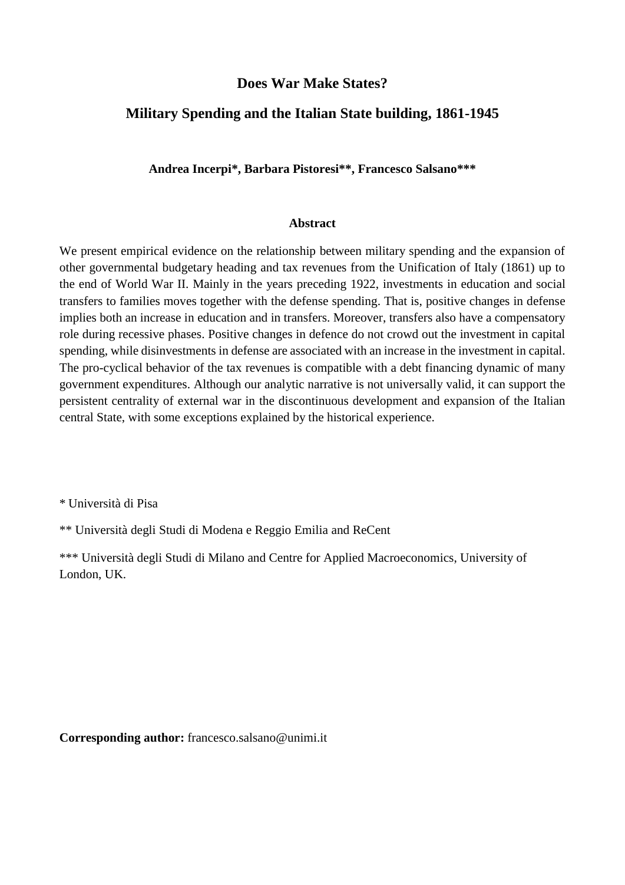# Does War Make States?

## Military Spending and the Italian State building, 1861-1945

**Andrea Incerpi\*, Barbara Pistoresi\*\*, Francesco Salsano\*\*\***

### Abstract

We present empirical evidence on the relationship between military spending and the expansion of other governmental budgetary heading and tax revenues from the Unification of Italy (1861) up to the end of World War II. Mainly in the years preceding 1922, investments in education and social transfers to families moves together with the defense spending. That is, positive changes in defense implies both an increase in education and in transfers. Moreover, transfers also have a compensatory role during recessive phases. Positive changes in defence do not crowd out the investment in capital spending, while disinvestments in defense are associated with an increase in the investment in capital. The pro-cyclical behavior of the tax revenues is compatible with a debt financing dynamic of many government expenditures. Although our analytic narrative is not universally valid, it can support the persistent centrality of external war in the discontinuous development and expansion of the Italian central State, with some exceptions explained by the historical experience.

\* Università di Pisa

\*\* Università degli Studi di Modena e Reggio Emilia and ReCent

\*\*\* Università degli Studi di Milano and Centre for Applied Macroeconomics, University of London, UK.

**Corresponding author:** francesco.salsano@unimi.it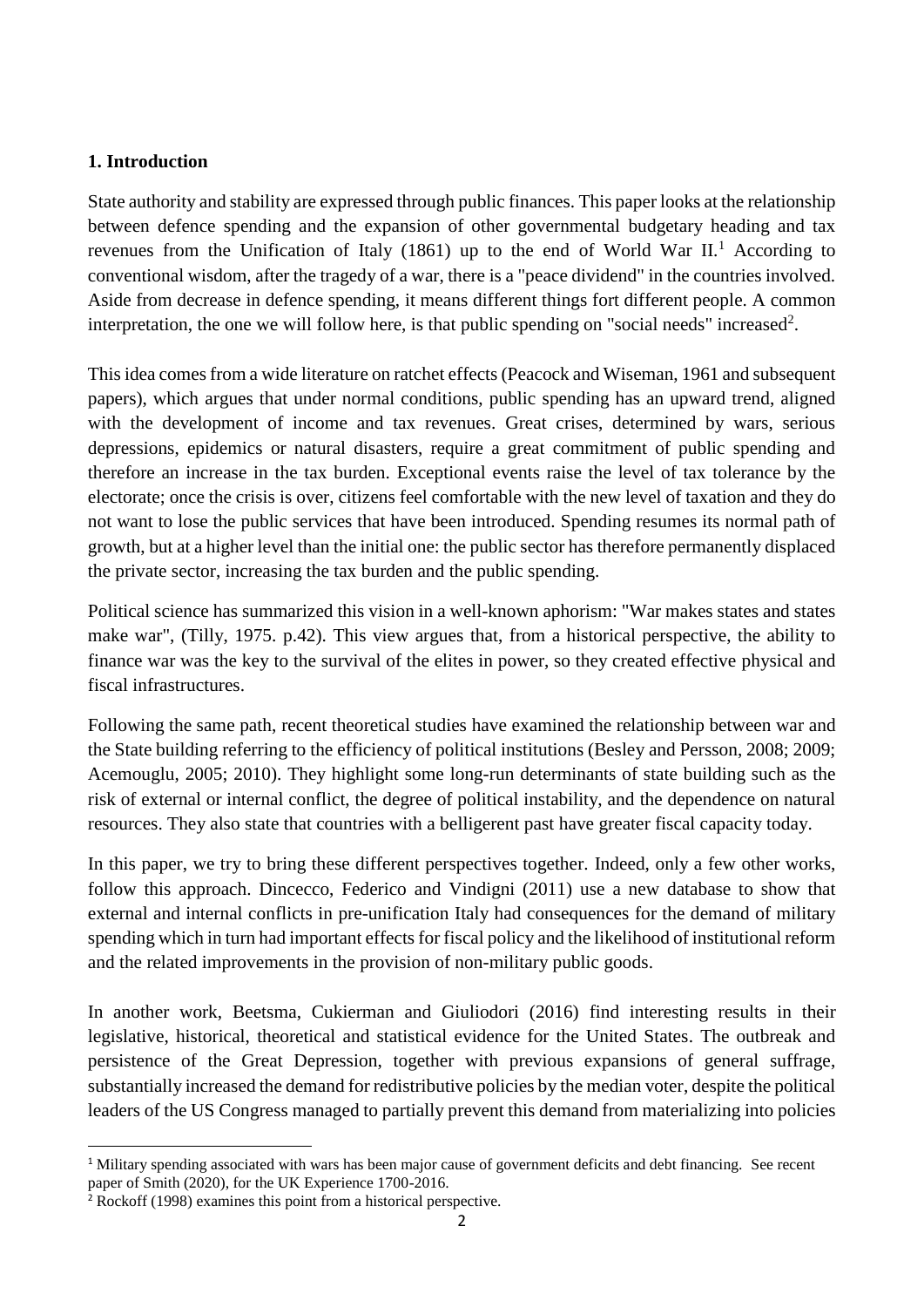## 1. Introduction

State authority and stability are expressed through public finances. This paper looks at the relationship between defence spending and the expansion of other governmental budgetary heading and tax revenues from the Unification of Italy (1861) up to the end of World War II.[1] According to conventional wisdom, after the tragedy of a war, there is a "peace dividend" in the countries involved. Aside from decrease in defence spending, it means different things fort different people. A common interpretation, the one we will follow here, is that public spending on "social needs" increased[2].

This idea comes from a wide literature on ratchet effects (Peacock and Wiseman, 1961 and subsequent papers), which argues that under normal conditions, public spending has an upward trend, aligned with the development of income and tax revenues. Great crises, determined by wars, serious depressions, epidemics or natural disasters, require a great commitment of public spending and therefore an increase in the tax burden. Exceptional events raise the level of tax tolerance by the electorate; once the crisis is over, citizens feel comfortable with the new level of taxation and they do not want to lose the public services that have been introduced. Spending resumes its normal path of growth, but at a higher level than the initial one: the public sector has therefore permanently displaced the private sector, increasing the tax burden and the public spending.

Political science has summarized this vision in a well-known aphorism: "War makes states and states make war", (Tilly, 1975. p.42). This view argues that, from a historical perspective, the ability to finance war was the key to the survival of the elites in power, so they created effective physical and fiscal infrastructures.

Following the same path, recent theoretical studies have examined the relationship between war and the State building referring to the efficiency of political institutions (Besley and Persson, 2008; 2009; Acemouglu, 2005; 2010). They highlight some long-run determinants of state building such as the risk of external or internal conflict, the degree of political instability, and the dependence on natural resources. They also state that countries with a belligerent past have greater fiscal capacity today.

In this paper, we try to bring these different perspectives together. Indeed, only a few other works, follow this approach. Dincecco, Federico and Vindigni (2011) use a new database to show that external and internal conflicts in pre-unification Italy had consequences for the demand of military spending which in turn had important effects for fiscal policy and the likelihood of institutional reform and the related improvements in the provision of non-military public goods.

In another work, Beetsma, Cukierman and Giuliodori (2016) find interesting results in their legislative, historical, theoretical and statistical evidence for the United States. The outbreak and persistence of the Great Depression, together with previous expansions of general suffrage, substantially increased the demand for redistributive policies by the median voter, despite the political leaders of the US Congress managed to partially prevent this demand from materializing into policies

---

[1] Military spending associated with wars has been major cause of government deficits and debt financing. See recent paper of Smith (2020), for the UK Experience 1700-2016.

[2] Rockoff (1998) examines this point from a historical perspective.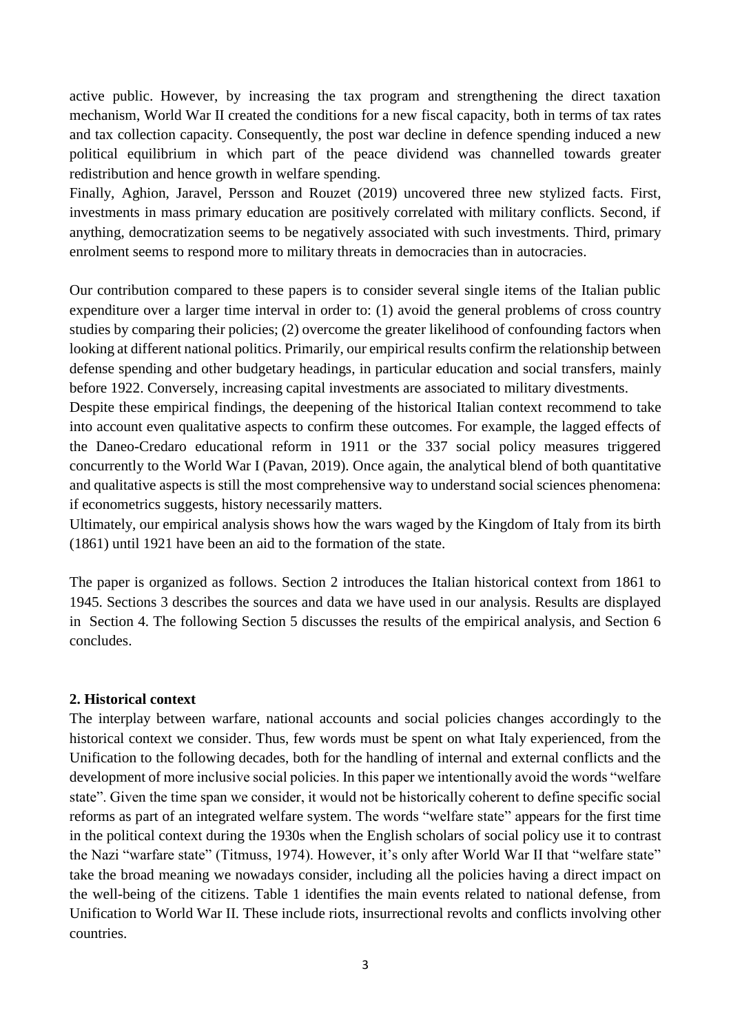active public. However, by increasing the tax program and strengthening the direct taxation mechanism, World War II created the conditions for a new fiscal capacity, both in terms of tax rates and tax collection capacity. Consequently, the post war decline in defence spending induced a new political equilibrium in which part of the peace dividend was channelled towards greater redistribution and hence growth in welfare spending.

Finally, Aghion, Jaravel, Persson and Rouzet (2019) uncovered three new stylized facts. First, investments in mass primary education are positively correlated with military conflicts. Second, if anything, democratization seems to be negatively associated with such investments. Third, primary enrolment seems to respond more to military threats in democracies than in autocracies.

Our contribution compared to these papers is to consider several single items of the Italian public expenditure over a larger time interval in order to: (1) avoid the general problems of cross country studies by comparing their policies; (2) overcome the greater likelihood of confounding factors when looking at different national politics. Primarily, our empirical results confirm the relationship between defense spending and other budgetary headings, in particular education and social transfers, mainly before 1922. Conversely, increasing capital investments are associated to military divestments.

Despite these empirical findings, the deepening of the historical Italian context recommend to take into account even qualitative aspects to confirm these outcomes. For example, the lagged effects of the Daneo-Credaro educational reform in 1911 or the 337 social policy measures triggered concurrently to the World War I (Pavan, 2019). Once again, the analytical blend of both quantitative and qualitative aspects is still the most comprehensive way to understand social sciences phenomena: if econometrics suggests, history necessarily matters.

Ultimately, our empirical analysis shows how the wars waged by the Kingdom of Italy from its birth (1861) until 1921 have been an aid to the formation of the state.

The paper is organized as follows. Section 2 introduces the Italian historical context from 1861 to 1945. Sections 3 describes the sources and data we have used in our analysis. Results are displayed in Section 4. The following Section 5 discusses the results of the empirical analysis, and Section 6 concludes.

## 2. Historical context

The interplay between warfare, national accounts and social policies changes accordingly to the historical context we consider. Thus, few words must be spent on what Italy experienced, from the Unification to the following decades, both for the handling of internal and external conflicts and the development of more inclusive social policies. In this paper we intentionally avoid the words "welfare state". Given the time span we consider, it would not be historically coherent to define specific social reforms as part of an integrated welfare system. The words "welfare state" appears for the first time in the political context during the 1930s when the English scholars of social policy use it to contrast the Nazi "warfare state" (Titmuss, 1974). However, it's only after World War II that "welfare state" take the broad meaning we nowadays consider, including all the policies having a direct impact on the well-being of the citizens. Table 1 identifies the main events related to national defense, from Unification to World War II. These include riots, insurrectional revolts and conflicts involving other countries.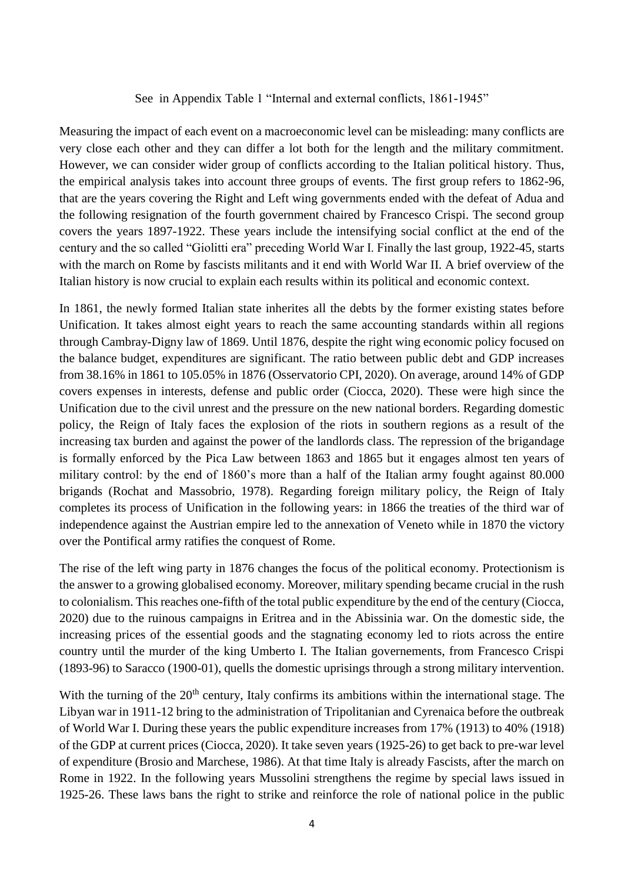See in Appendix Table 1 "Internal and external conflicts, 1861-1945"

Measuring the impact of each event on a macroeconomic level can be misleading: many conflicts are very close each other and they can differ a lot both for the length and the military commitment. However, we can consider wider group of conflicts according to the Italian political history. Thus, the empirical analysis takes into account three groups of events. The first group refers to 1862-96, that are the years covering the Right and Left wing governments ended with the defeat of Adua and the following resignation of the fourth government chaired by Francesco Crispi. The second group covers the years 1897-1922. These years include the intensifying social conflict at the end of the century and the so called "Giolitti era" preceding World War I. Finally the last group, 1922-45, starts with the march on Rome by fascists militants and it end with World War II. A brief overview of the Italian history is now crucial to explain each results within its political and economic context.

In 1861, the newly formed Italian state inherites all the debts by the former existing states before Unification. It takes almost eight years to reach the same accounting standards within all regions through Cambray-Digny law of 1869. Until 1876, despite the right wing economic policy focused on the balance budget, expenditures are significant. The ratio between public debt and GDP increases from 38.16% in 1861 to 105.05% in 1876 (Osservatorio CPI, 2020). On average, around 14% of GDP covers expenses in interests, defense and public order (Ciocca, 2020). These were high since the Unification due to the civil unrest and the pressure on the new national borders. Regarding domestic policy, the Reign of Italy faces the explosion of the riots in southern regions as a result of the increasing tax burden and against the power of the landlords class. The repression of the brigandage is formally enforced by the Pica Law between 1863 and 1865 but it engages almost ten years of military control: by the end of 1860's more than a half of the Italian army fought against 80.000 brigands (Rochat and Massobrio, 1978). Regarding foreign military policy, the Reign of Italy completes its process of Unification in the following years: in 1866 the treaties of the third war of independence against the Austrian empire led to the annexation of Veneto while in 1870 the victory over the Pontifical army ratifies the conquest of Rome.

The rise of the left wing party in 1876 changes the focus of the political economy. Protectionism is the answer to a growing globalised economy. Moreover, military spending became crucial in the rush to colonialism. This reaches one-fifth of the total public expenditure by the end of the century (Ciocca, 2020) due to the ruinous campaigns in Eritrea and in the Abissinia war. On the domestic side, the increasing prices of the essential goods and the stagnating economy led to riots across the entire country until the murder of the king Umberto I. The Italian governements, from Francesco Crispi (1893-96) to Saracco (1900-01), quells the domestic uprisings through a strong military intervention.

With the turning of the 20th century, Italy confirms its ambitions within the international stage. The Libyan war in 1911-12 bring to the administration of Tripolitanian and Cyrenaica before the outbreak of World War I. During these years the public expenditure increases from 17% (1913) to 40% (1918) of the GDP at current prices (Ciocca, 2020). It take seven years (1925-26) to get back to pre-war level of expenditure (Brosio and Marchese, 1986). At that time Italy is already Fascists, after the march on Rome in 1922. In the following years Mussolini strengthens the regime by special laws issued in 1925-26. These laws bans the right to strike and reinforce the role of national police in the public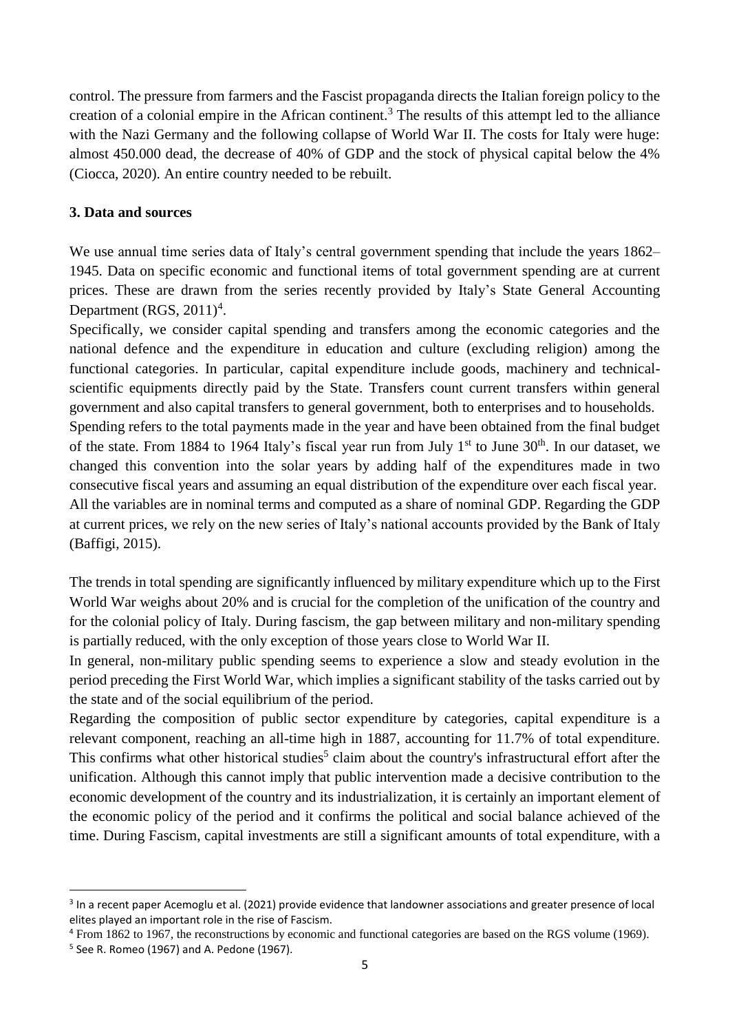control. The pressure from farmers and the Fascist propaganda directs the Italian foreign policy to the creation of a colonial empire in the African continent.[3] The results of this attempt led to the alliance with the Nazi Germany and the following collapse of World War II. The costs for Italy were huge: almost 450.000 dead, the decrease of 40% of GDP and the stock of physical capital below the 4% (Ciocca, 2020). An entire country needed to be rebuilt.

### 3. Data and sources

We use annual time series data of Italy's central government spending that include the years 1862–1945. Data on specific economic and functional items of total government spending are at current prices. These are drawn from the series recently provided by Italy's State General Accounting Department (RGS, 2011)[4].

Specifically, we consider capital spending and transfers among the economic categories and the national defence and the expenditure in education and culture (excluding religion) among the functional categories. In particular, capital expenditure include goods, machinery and technical-scientific equipments directly paid by the State. Transfers count current transfers within general government and also capital transfers to general government, both to enterprises and to households.

Spending refers to the total payments made in the year and have been obtained from the final budget of the state. From 1884 to 1964 Italy's fiscal year run from July 1st to June 30th. In our dataset, we changed this convention into the solar years by adding half of the expenditures made in two consecutive fiscal years and assuming an equal distribution of the expenditure over each fiscal year.

All the variables are in nominal terms and computed as a share of nominal GDP. Regarding the GDP at current prices, we rely on the new series of Italy's national accounts provided by the Bank of Italy (Baffigi, 2015).

The trends in total spending are significantly influenced by military expenditure which up to the First World War weighs about 20% and is crucial for the completion of the unification of the country and for the colonial policy of Italy. During fascism, the gap between military and non-military spending is partially reduced, with the only exception of those years close to World War II.

In general, non-military public spending seems to experience a slow and steady evolution in the period preceding the First World War, which implies a significant stability of the tasks carried out by the state and of the social equilibrium of the period.

Regarding the composition of public sector expenditure by categories, capital expenditure is a relevant component, reaching an all-time high in 1887, accounting for 11.7% of total expenditure. This confirms what other historical studies[5] claim about the country's infrastructural effort after the unification. Although this cannot imply that public intervention made a decisive contribution to the economic development of the country and its industrialization, it is certainly an important element of the economic policy of the period and it confirms the political and social balance achieved of the time. During Fascism, capital investments are still a significant amounts of total expenditure, with a

---

[3] In a recent paper Acemoglu et al. (2021) provide evidence that landowner associations and greater presence of local elites played an important role in the rise of Fascism.

[4] From 1862 to 1967, the reconstructions by economic and functional categories are based on the RGS volume (1969).

[5] See R. Romeo (1967) and A. Pedone (1967).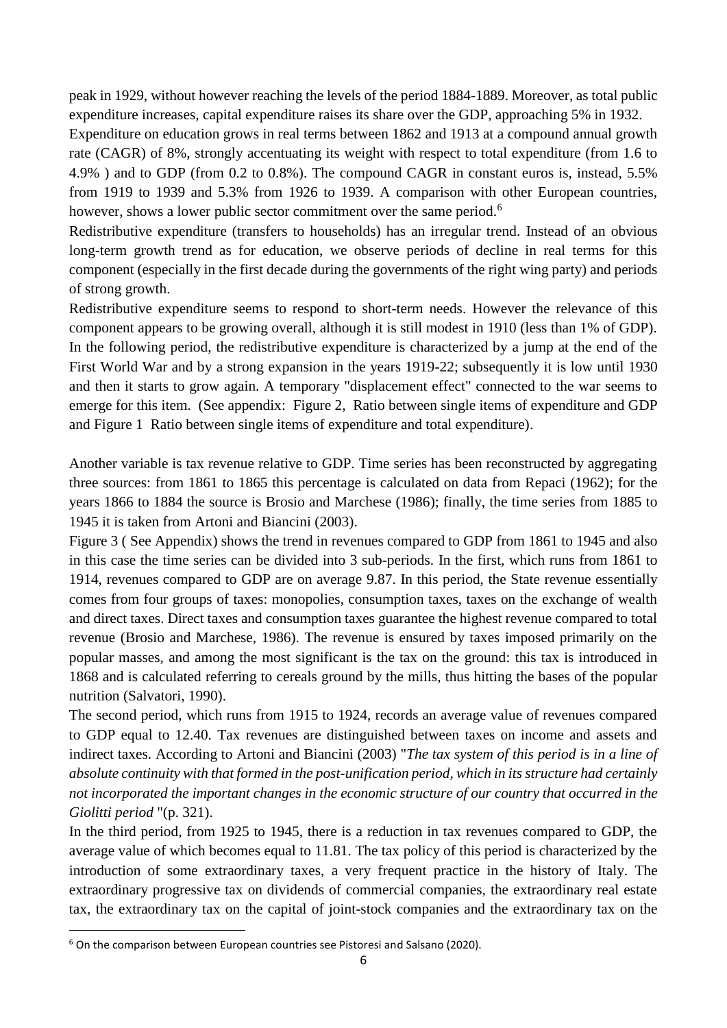peak in 1929, without however reaching the levels of the period 1884-1889. Moreover, as total public expenditure increases, capital expenditure raises its share over the GDP, approaching 5% in 1932.

Expenditure on education grows in real terms between 1862 and 1913 at a compound annual growth rate (CAGR) of 8%, strongly accentuating its weight with respect to total expenditure (from 1.6 to 4.9% ) and to GDP (from 0.2 to 0.8%). The compound CAGR in constant euros is, instead, 5.5% from 1919 to 1939 and 5.3% from 1926 to 1939. A comparison with other European countries, however, shows a lower public sector commitment over the same period.[6]

Redistributive expenditure (transfers to households) has an irregular trend. Instead of an obvious long-term growth trend as for education, we observe periods of decline in real terms for this component (especially in the first decade during the governments of the right wing party) and periods of strong growth.

Redistributive expenditure seems to respond to short-term needs. However the relevance of this component appears to be growing overall, although it is still modest in 1910 (less than 1% of GDP). In the following period, the redistributive expenditure is characterized by a jump at the end of the First World War and by a strong expansion in the years 1919-22; subsequently it is low until 1930 and then it starts to grow again. A temporary "displacement effect" connected to the war seems to emerge for this item. (See appendix: Figure 2, Ratio between single items of expenditure and GDP and Figure 1 Ratio between single items of expenditure and total expenditure).

Another variable is tax revenue relative to GDP. Time series has been reconstructed by aggregating three sources: from 1861 to 1865 this percentage is calculated on data from Repaci (1962); for the years 1866 to 1884 the source is Brosio and Marchese (1986); finally, the time series from 1885 to 1945 it is taken from Artoni and Biancini (2003).

Figure 3 ( See Appendix) shows the trend in revenues compared to GDP from 1861 to 1945 and also in this case the time series can be divided into 3 sub-periods. In the first, which runs from 1861 to 1914, revenues compared to GDP are on average 9.87. In this period, the State revenue essentially comes from four groups of taxes: monopolies, consumption taxes, taxes on the exchange of wealth and direct taxes. Direct taxes and consumption taxes guarantee the highest revenue compared to total revenue (Brosio and Marchese, 1986). The revenue is ensured by taxes imposed primarily on the popular masses, and among the most significant is the tax on the ground: this tax is introduced in 1868 and is calculated referring to cereals ground by the mills, thus hitting the bases of the popular nutrition (Salvatori, 1990).

The second period, which runs from 1915 to 1924, records an average value of revenues compared to GDP equal to 12.40. Tax revenues are distinguished between taxes on income and assets and indirect taxes. According to Artoni and Biancini (2003) "*The tax system of this period is in a line of absolute continuity with that formed in the post-unification period, which in its structure had certainly not incorporated the important changes in the economic structure of our country that occurred in the Giolitti period* "(p. 321).

In the third period, from 1925 to 1945, there is a reduction in tax revenues compared to GDP, the average value of which becomes equal to 11.81. The tax policy of this period is characterized by the introduction of some extraordinary taxes, a very frequent practice in the history of Italy. The extraordinary progressive tax on dividends of commercial companies, the extraordinary real estate tax, the extraordinary tax on the capital of joint-stock companies and the extraordinary tax on the

---

[6] On the comparison between European countries see Pistoresi and Salsano (2020).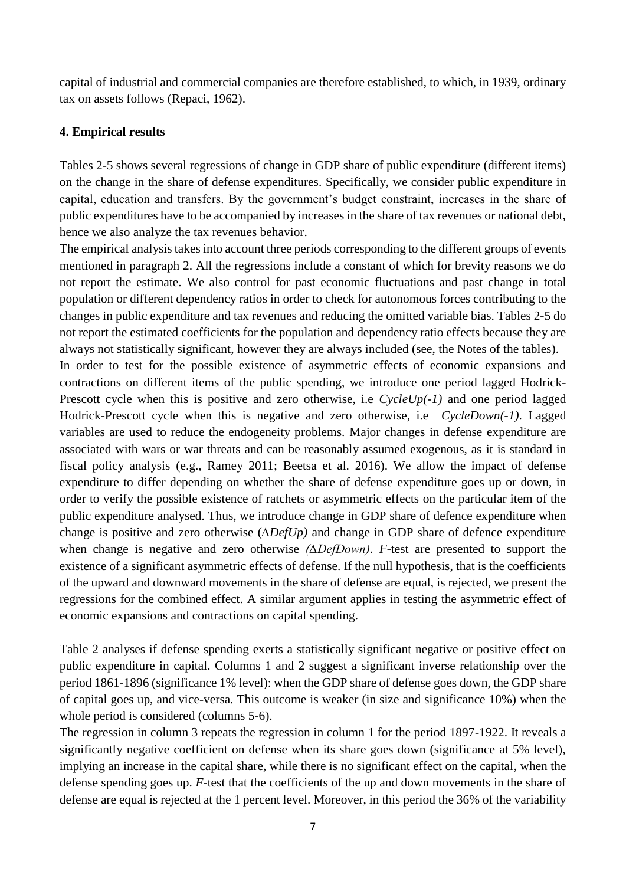capital of industrial and commercial companies are therefore established, to which, in 1939, ordinary tax on assets follows (Repaci, 1962).

**4. Empirical results**

Tables 2-5 shows several regressions of change in GDP share of public expenditure (different items) on the change in the share of defense expenditures. Specifically, we consider public expenditure in capital, education and transfers. By the government's budget constraint, increases in the share of public expenditures have to be accompanied by increases in the share of tax revenues or national debt, hence we also analyze the tax revenues behavior.

The empirical analysis takes into account three periods corresponding to the different groups of events mentioned in paragraph 2. All the regressions include a constant of which for brevity reasons we do not report the estimate. We also control for past economic fluctuations and past change in total population or different dependency ratios in order to check for autonomous forces contributing to the changes in public expenditure and tax revenues and reducing the omitted variable bias. Tables 2-5 do not report the estimated coefficients for the population and dependency ratio effects because they are always not statistically significant, however they are always included (see, the Notes of the tables).

In order to test for the possible existence of asymmetric effects of economic expansions and contractions on different items of the public spending, we introduce one period lagged Hodrick-Prescott cycle when this is positive and zero otherwise, i.e *CycleUp(-1)* and one period lagged Hodrick-Prescott cycle when this is negative and zero otherwise, i.e *CycleDown(-1)*. Lagged variables are used to reduce the endogeneity problems. Major changes in defense expenditure are associated with wars or war threats and can be reasonably assumed exogenous, as it is standard in fiscal policy analysis (e.g., Ramey 2011; Beetsa et al. 2016). We allow the impact of defense expenditure to differ depending on whether the share of defense expenditure goes up or down, in order to verify the possible existence of ratchets or asymmetric effects on the particular item of the public expenditure analysed. Thus, we introduce change in GDP share of defence expenditure when change is positive and zero otherwise ($\Delta$*DefUp)* and change in GDP share of defence expenditure when change is negative and zero otherwise *(*$\Delta$*DefDown)*. *F*-test are presented to support the existence of a significant asymmetric effects of defense. If the null hypothesis, that is the coefficients of the upward and downward movements in the share of defense are equal, is rejected, we present the regressions for the combined effect. A similar argument applies in testing the asymmetric effect of economic expansions and contractions on capital spending.

Table 2 analyses if defense spending exerts a statistically significant negative or positive effect on public expenditure in capital. Columns 1 and 2 suggest a significant inverse relationship over the period 1861-1896 (significance 1% level): when the GDP share of defense goes down, the GDP share of capital goes up, and vice-versa. This outcome is weaker (in size and significance 10%) when the whole period is considered (columns 5-6).

The regression in column 3 repeats the regression in column 1 for the period 1897-1922. It reveals a significantly negative coefficient on defense when its share goes down (significance at 5% level), implying an increase in the capital share, while there is no significant effect on the capital, when the defense spending goes up. *F*-test that the coefficients of the up and down movements in the share of defense are equal is rejected at the 1 percent level. Moreover, in this period the 36% of the variability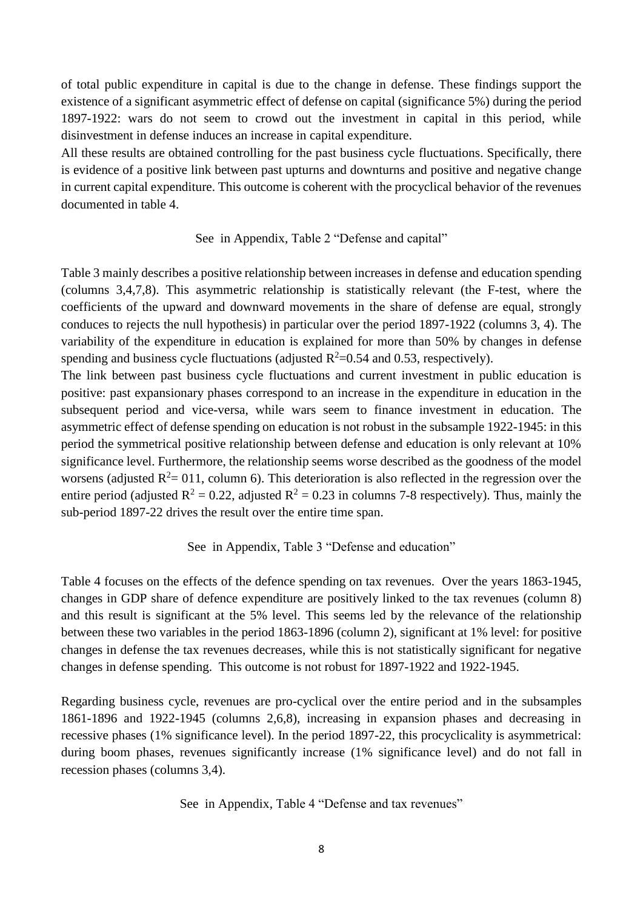of total public expenditure in capital is due to the change in defense. These findings support the existence of a significant asymmetric effect of defense on capital (significance 5%) during the period 1897-1922: wars do not seem to crowd out the investment in capital in this period, while disinvestment in defense induces an increase in capital expenditure.

All these results are obtained controlling for the past business cycle fluctuations. Specifically, there is evidence of a positive link between past upturns and downturns and positive and negative change in current capital expenditure. This outcome is coherent with the procyclical behavior of the revenues documented in table 4.

See in Appendix, Table 2 "Defense and capital"

Table 3 mainly describes a positive relationship between increases in defense and education spending (columns 3,4,7,8). This asymmetric relationship is statistically relevant (the F-test, where the coefficients of the upward and downward movements in the share of defense are equal, strongly conduces to rejects the null hypothesis) in particular over the period 1897-1922 (columns 3, 4). The variability of the expenditure in education is explained for more than 50% by changes in defense spending and business cycle fluctuations (adjusted $R^2$=0.54 and 0.53, respectively).

The link between past business cycle fluctuations and current investment in public education is positive: past expansionary phases correspond to an increase in the expenditure in education in the subsequent period and vice-versa, while wars seem to finance investment in education. The asymmetric effect of defense spending on education is not robust in the subsample 1922-1945: in this period the symmetrical positive relationship between defense and education is only relevant at 10% significance level. Furthermore, the relationship seems worse described as the goodness of the model worsens (adjusted $R^2$= 011, column 6). This deterioration is also reflected in the regression over the entire period (adjusted $R^2$ = 0.22, adjusted $R^2$ = 0.23 in columns 7-8 respectively). Thus, mainly the sub-period 1897-22 drives the result over the entire time span.

See in Appendix, Table 3 "Defense and education"

Table 4 focuses on the effects of the defence spending on tax revenues. Over the years 1863-1945, changes in GDP share of defence expenditure are positively linked to the tax revenues (column 8) and this result is significant at the 5% level. This seems led by the relevance of the relationship between these two variables in the period 1863-1896 (column 2), significant at 1% level: for positive changes in defense the tax revenues decreases, while this is not statistically significant for negative changes in defense spending. This outcome is not robust for 1897-1922 and 1922-1945.

Regarding business cycle, revenues are pro-cyclical over the entire period and in the subsamples 1861-1896 and 1922-1945 (columns 2,6,8), increasing in expansion phases and decreasing in recessive phases (1% significance level). In the period 1897-22, this procyclicality is asymmetrical: during boom phases, revenues significantly increase (1% significance level) and do not fall in recession phases (columns 3,4).

See in Appendix, Table 4 "Defense and tax revenues"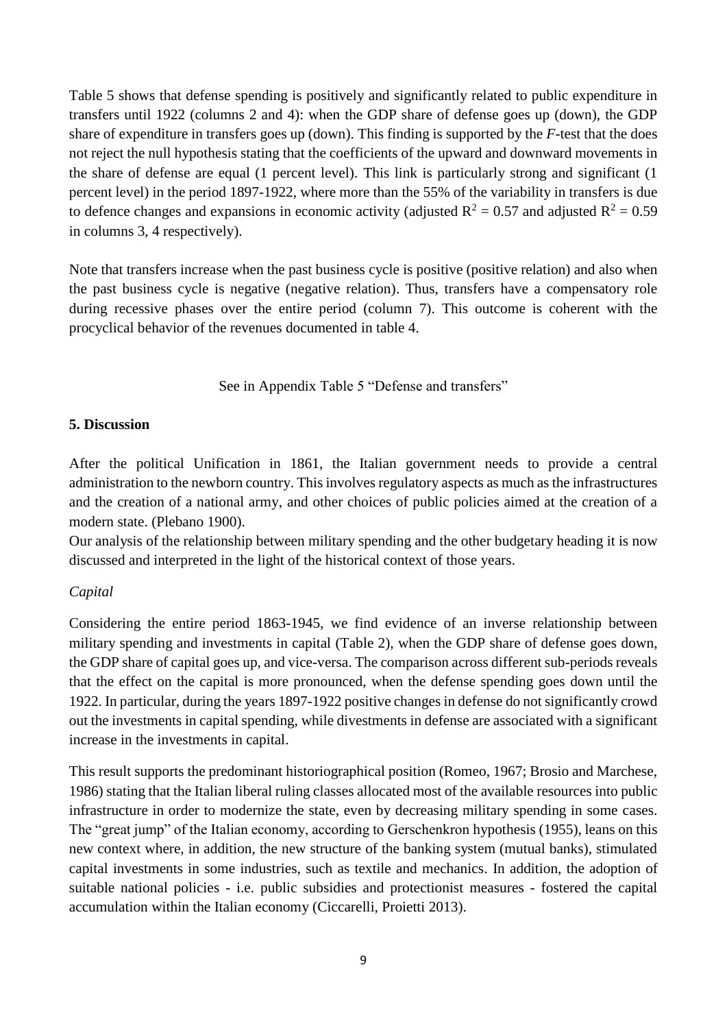Table 5 shows that defense spending is positively and significantly related to public expenditure in transfers until 1922 (columns 2 and 4): when the GDP share of defense goes up (down), the GDP share of expenditure in transfers goes up (down). This finding is supported by the *F*-test that the does not reject the null hypothesis stating that the coefficients of the upward and downward movements in the share of defense are equal (1 percent level). This link is particularly strong and significant (1 percent level) in the period 1897-1922, where more than the 55% of the variability in transfers is due to defence changes and expansions in economic activity (adjusted $R^2 = 0.57$ and adjusted $R^2 = 0.59$ in columns 3, 4 respectively).

Note that transfers increase when the past business cycle is positive (positive relation) and also when the past business cycle is negative (negative relation). Thus, transfers have a compensatory role during recessive phases over the entire period (column 7). This outcome is coherent with the procyclical behavior of the revenues documented in table 4.

See in Appendix Table 5 "Defense and transfers"

## 5. Discussion

After the political Unification in 1861, the Italian government needs to provide a central administration to the newborn country. This involves regulatory aspects as much as the infrastructures and the creation of a national army, and other choices of public policies aimed at the creation of a modern state. (Plebano 1900).

Our analysis of the relationship between military spending and the other budgetary heading it is now discussed and interpreted in the light of the historical context of those years.

*Capital*

Considering the entire period 1863-1945, we find evidence of an inverse relationship between military spending and investments in capital (Table 2), when the GDP share of defense goes down, the GDP share of capital goes up, and vice-versa. The comparison across different sub-periods reveals that the effect on the capital is more pronounced, when the defense spending goes down until the 1922. In particular, during the years 1897-1922 positive changes in defense do not significantly crowd out the investments in capital spending, while divestments in defense are associated with a significant increase in the investments in capital.

This result supports the predominant historiographical position (Romeo, 1967; Brosio and Marchese, 1986) stating that the Italian liberal ruling classes allocated most of the available resources into public infrastructure in order to modernize the state, even by decreasing military spending in some cases. The "great jump" of the Italian economy, according to Gerschenkron hypothesis (1955), leans on this new context where, in addition, the new structure of the banking system (mutual banks), stimulated capital investments in some industries, such as textile and mechanics. In addition, the adoption of suitable national policies - i.e. public subsidies and protectionist measures - fostered the capital accumulation within the Italian economy (Ciccarelli, Proietti 2013).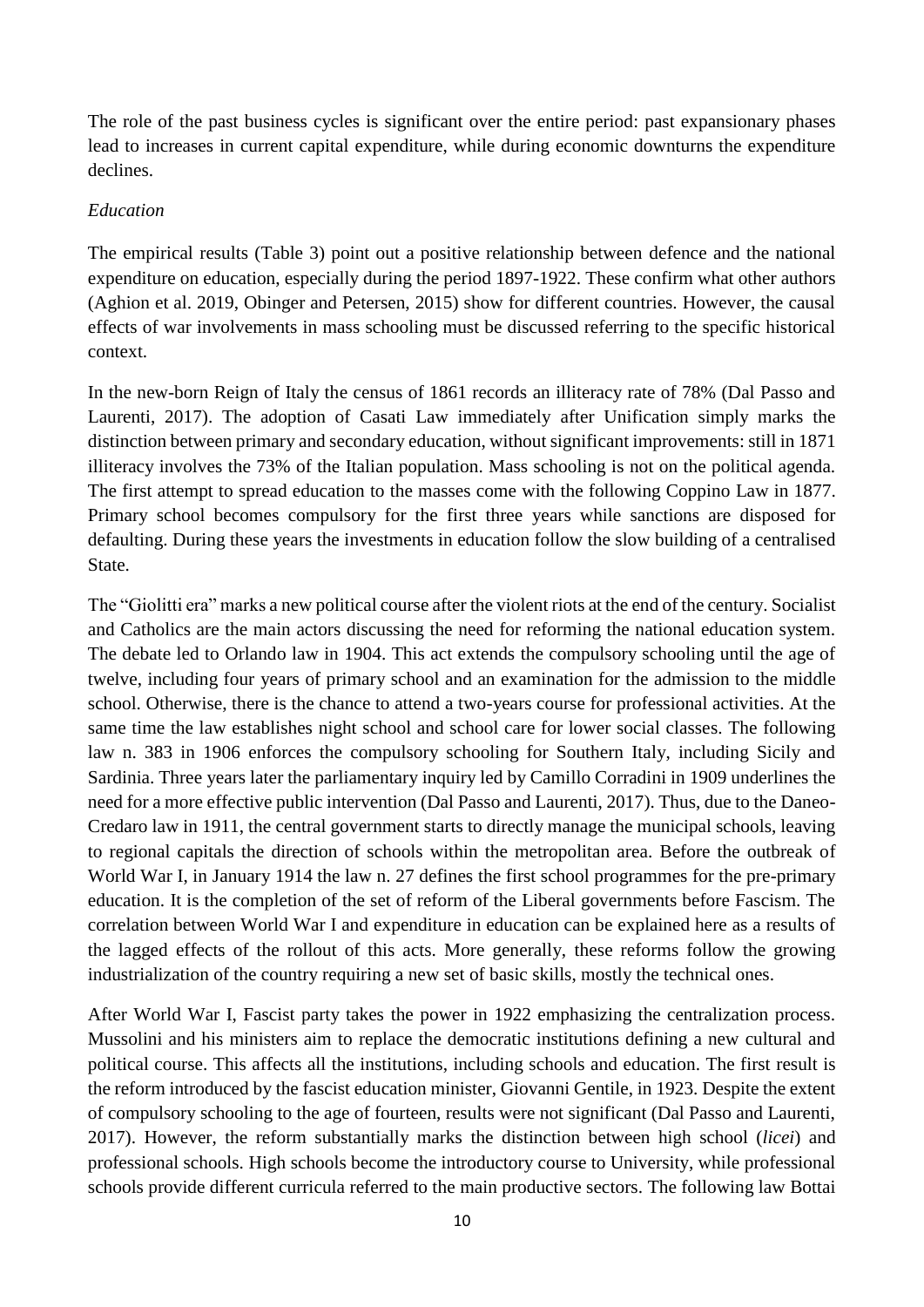The role of the past business cycles is significant over the entire period: past expansionary phases lead to increases in current capital expenditure, while during economic downturns the expenditure declines.

*Education*

The empirical results (Table 3) point out a positive relationship between defence and the national expenditure on education, especially during the period 1897-1922. These confirm what other authors (Aghion et al. 2019, Obinger and Petersen, 2015) show for different countries. However, the causal effects of war involvements in mass schooling must be discussed referring to the specific historical context.

In the new-born Reign of Italy the census of 1861 records an illiteracy rate of 78% (Dal Passo and Laurenti, 2017). The adoption of Casati Law immediately after Unification simply marks the distinction between primary and secondary education, without significant improvements: still in 1871 illiteracy involves the 73% of the Italian population. Mass schooling is not on the political agenda. The first attempt to spread education to the masses come with the following Coppino Law in 1877. Primary school becomes compulsory for the first three years while sanctions are disposed for defaulting. During these years the investments in education follow the slow building of a centralised State.

The "Giolitti era" marks a new political course after the violent riots at the end of the century. Socialist and Catholics are the main actors discussing the need for reforming the national education system. The debate led to Orlando law in 1904. This act extends the compulsory schooling until the age of twelve, including four years of primary school and an examination for the admission to the middle school. Otherwise, there is the chance to attend a two-years course for professional activities. At the same time the law establishes night school and school care for lower social classes. The following law n. 383 in 1906 enforces the compulsory schooling for Southern Italy, including Sicily and Sardinia. Three years later the parliamentary inquiry led by Camillo Corradini in 1909 underlines the need for a more effective public intervention (Dal Passo and Laurenti, 2017). Thus, due to the Daneo-Credaro law in 1911, the central government starts to directly manage the municipal schools, leaving to regional capitals the direction of schools within the metropolitan area. Before the outbreak of World War I, in January 1914 the law n. 27 defines the first school programmes for the pre-primary education. It is the completion of the set of reform of the Liberal governments before Fascism. The correlation between World War I and expenditure in education can be explained here as a results of the lagged effects of the rollout of this acts. More generally, these reforms follow the growing industrialization of the country requiring a new set of basic skills, mostly the technical ones.

After World War I, Fascist party takes the power in 1922 emphasizing the centralization process. Mussolini and his ministers aim to replace the democratic institutions defining a new cultural and political course. This affects all the institutions, including schools and education. The first result is the reform introduced by the fascist education minister, Giovanni Gentile, in 1923. Despite the extent of compulsory schooling to the age of fourteen, results were not significant (Dal Passo and Laurenti, 2017). However, the reform substantially marks the distinction between high school (*licei*) and professional schools. High schools become the introductory course to University, while professional schools provide different curricula referred to the main productive sectors. The following law Bottai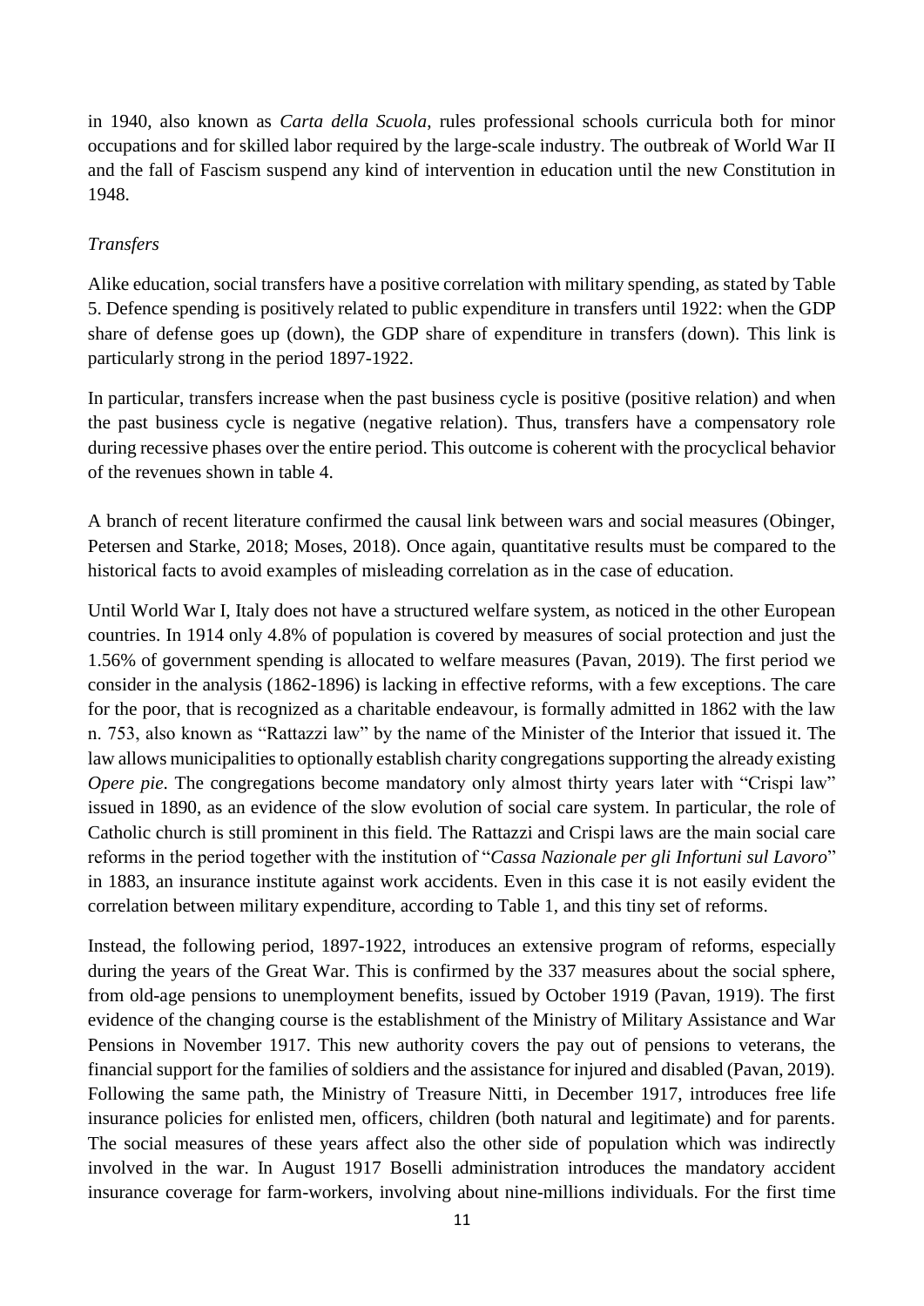in 1940, also known as *Carta della Scuola*, rules professional schools curricula both for minor occupations and for skilled labor required by the large-scale industry. The outbreak of World War II and the fall of Fascism suspend any kind of intervention in education until the new Constitution in 1948.

*Transfers*

Alike education, social transfers have a positive correlation with military spending, as stated by Table 5. Defence spending is positively related to public expenditure in transfers until 1922: when the GDP share of defense goes up (down), the GDP share of expenditure in transfers (down). This link is particularly strong in the period 1897-1922.

In particular, transfers increase when the past business cycle is positive (positive relation) and when the past business cycle is negative (negative relation). Thus, transfers have a compensatory role during recessive phases over the entire period. This outcome is coherent with the procyclical behavior of the revenues shown in table 4.

A branch of recent literature confirmed the causal link between wars and social measures (Obinger, Petersen and Starke, 2018; Moses, 2018). Once again, quantitative results must be compared to the historical facts to avoid examples of misleading correlation as in the case of education.

Until World War I, Italy does not have a structured welfare system, as noticed in the other European countries. In 1914 only 4.8% of population is covered by measures of social protection and just the 1.56% of government spending is allocated to welfare measures (Pavan, 2019). The first period we consider in the analysis (1862-1896) is lacking in effective reforms, with a few exceptions. The care for the poor, that is recognized as a charitable endeavour, is formally admitted in 1862 with the law n. 753, also known as "Rattazzi law" by the name of the Minister of the Interior that issued it. The law allows municipalities to optionally establish charity congregations supporting the already existing *Opere pie*. The congregations become mandatory only almost thirty years later with "Crispi law" issued in 1890, as an evidence of the slow evolution of social care system. In particular, the role of Catholic church is still prominent in this field. The Rattazzi and Crispi laws are the main social care reforms in the period together with the institution of "*Cassa Nazionale per gli Infortuni sul Lavoro*" in 1883, an insurance institute against work accidents. Even in this case it is not easily evident the correlation between military expenditure, according to Table 1, and this tiny set of reforms.

Instead, the following period, 1897-1922, introduces an extensive program of reforms, especially during the years of the Great War. This is confirmed by the 337 measures about the social sphere, from old-age pensions to unemployment benefits, issued by October 1919 (Pavan, 1919). The first evidence of the changing course is the establishment of the Ministry of Military Assistance and War Pensions in November 1917. This new authority covers the pay out of pensions to veterans, the financial support for the families of soldiers and the assistance for injured and disabled (Pavan, 2019). Following the same path, the Ministry of Treasure Nitti, in December 1917, introduces free life insurance policies for enlisted men, officers, children (both natural and legitimate) and for parents. The social measures of these years affect also the other side of population which was indirectly involved in the war. In August 1917 Boselli administration introduces the mandatory accident insurance coverage for farm-workers, involving about nine-millions individuals. For the first time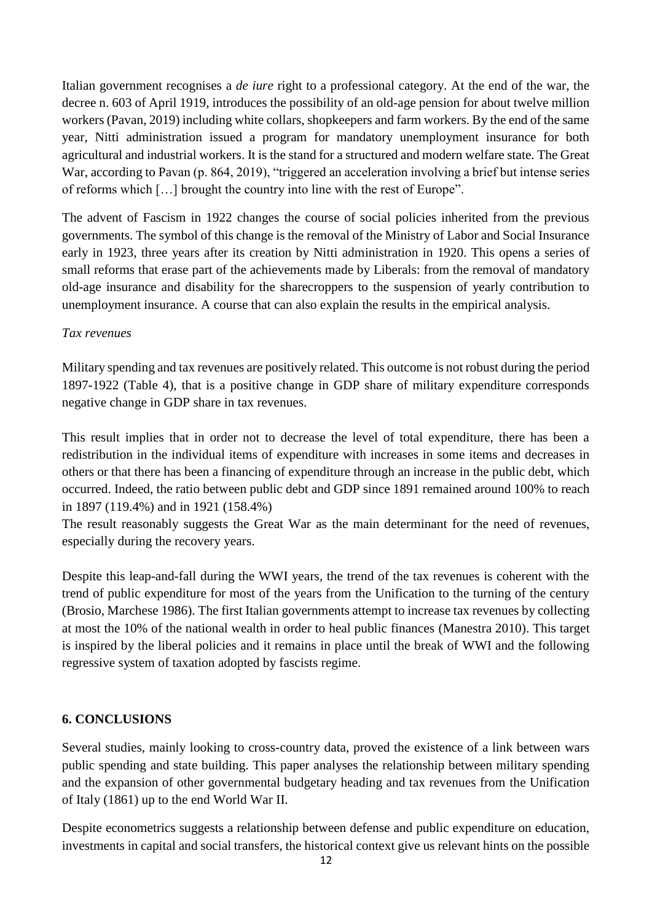Italian government recognises a *de iure* right to a professional category. At the end of the war, the decree n. 603 of April 1919, introduces the possibility of an old-age pension for about twelve million workers (Pavan, 2019) including white collars, shopkeepers and farm workers. By the end of the same year, Nitti administration issued a program for mandatory unemployment insurance for both agricultural and industrial workers. It is the stand for a structured and modern welfare state. The Great War, according to Pavan (p. 864, 2019), "triggered an acceleration involving a brief but intense series of reforms which […] brought the country into line with the rest of Europe".

The advent of Fascism in 1922 changes the course of social policies inherited from the previous governments. The symbol of this change is the removal of the Ministry of Labor and Social Insurance early in 1923, three years after its creation by Nitti administration in 1920. This opens a series of small reforms that erase part of the achievements made by Liberals: from the removal of mandatory old-age insurance and disability for the sharecroppers to the suspension of yearly contribution to unemployment insurance. A course that can also explain the results in the empirical analysis.

*Tax revenues*

Military spending and tax revenues are positively related. This outcome is not robust during the period 1897-1922 (Table 4), that is a positive change in GDP share of military expenditure corresponds negative change in GDP share in tax revenues.

This result implies that in order not to decrease the level of total expenditure, there has been a redistribution in the individual items of expenditure with increases in some items and decreases in others or that there has been a financing of expenditure through an increase in the public debt, which occurred. Indeed, the ratio between public debt and GDP since 1891 remained around 100% to reach in 1897 (119.4%) and in 1921 (158.4%)
The result reasonably suggests the Great War as the main determinant for the need of revenues, especially during the recovery years.

Despite this leap-and-fall during the WWI years, the trend of the tax revenues is coherent with the trend of public expenditure for most of the years from the Unification to the turning of the century (Brosio, Marchese 1986). The first Italian governments attempt to increase tax revenues by collecting at most the 10% of the national wealth in order to heal public finances (Manestra 2010). This target is inspired by the liberal policies and it remains in place until the break of WWI and the following regressive system of taxation adopted by fascists regime.

## 6. CONCLUSIONS

Several studies, mainly looking to cross-country data, proved the existence of a link between wars public spending and state building. This paper analyses the relationship between military spending and the expansion of other governmental budgetary heading and tax revenues from the Unification of Italy (1861) up to the end World War II.

Despite econometrics suggests a relationship between defense and public expenditure on education, investments in capital and social transfers, the historical context give us relevant hints on the possible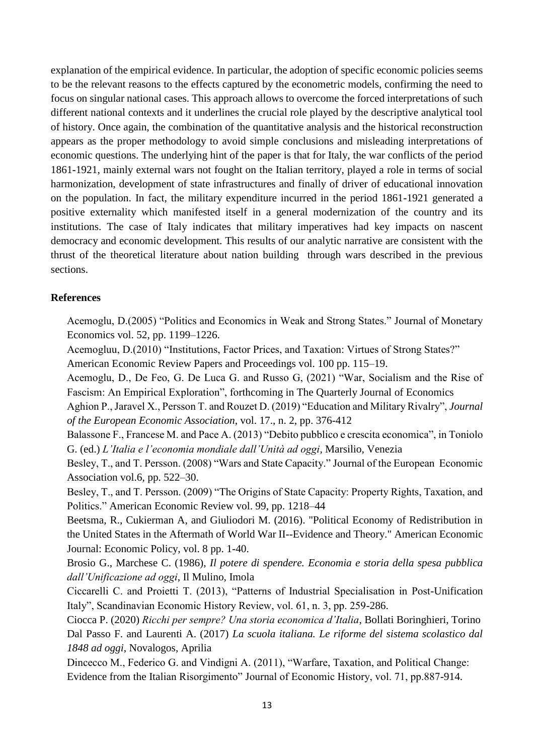explanation of the empirical evidence. In particular, the adoption of specific economic policies seems to be the relevant reasons to the effects captured by the econometric models, confirming the need to focus on singular national cases. This approach allows to overcome the forced interpretations of such different national contexts and it underlines the crucial role played by the descriptive analytical tool of history. Once again, the combination of the quantitative analysis and the historical reconstruction appears as the proper methodology to avoid simple conclusions and misleading interpretations of economic questions. The underlying hint of the paper is that for Italy, the war conflicts of the period 1861-1921, mainly external wars not fought on the Italian territory, played a role in terms of social harmonization, development of state infrastructures and finally of driver of educational innovation on the population. In fact, the military expenditure incurred in the period 1861-1921 generated a positive externality which manifested itself in a general modernization of the country and its institutions. The case of Italy indicates that military imperatives had key impacts on nascent democracy and economic development. This results of our analytic narrative are consistent with the thrust of the theoretical literature about nation building through wars described in the previous sections.

**References**

Acemoglu, D.(2005) "Politics and Economics in Weak and Strong States." Journal of Monetary Economics vol. 52, pp. 1199–1226.

Acemogluu, D.(2010) "Institutions, Factor Prices, and Taxation: Virtues of Strong States?" American Economic Review Papers and Proceedings vol. 100 pp. 115–19.

Acemoglu, D., De Feo, G. De Luca G. and Russo G, (2021) "War, Socialism and the Rise of Fascism: An Empirical Exploration", forthcoming in The Quarterly Journal of Economics

Aghion P., Jaravel X., Persson T. and Rouzet D. (2019) "Education and Military Rivalry", *Journal of the European Economic Association*, vol. 17., n. 2, pp. 376-412

Balassone F., Francese M. and Pace A. (2013) "Debito pubblico e crescita economica", in Toniolo G. (ed.) *L'Italia e l'economia mondiale dall'Unità ad oggi*, Marsilio, Venezia

Besley, T., and T. Persson. (2008) "Wars and State Capacity." Journal of the European Economic Association vol.6, pp. 522–30.

Besley, T., and T. Persson. (2009) "The Origins of State Capacity: Property Rights, Taxation, and Politics." American Economic Review vol. 99, pp. 1218–44

Beetsma, R., Cukierman A, and Giuliodori M. (2016). "Political Economy of Redistribution in the United States in the Aftermath of World War II--Evidence and Theory." American Economic Journal: Economic Policy, vol. 8 pp. 1-40.

Brosio G., Marchese C. (1986), *Il potere di spendere. Economia e storia della spesa pubblica dall'Unificazione ad oggi*, Il Mulino, Imola

Ciccarelli C. and Proietti T. (2013), "Patterns of Industrial Specialisation in Post-Unification Italy", Scandinavian Economic History Review, vol. 61, n. 3, pp. 259-286.

Ciocca P. (2020) *Ricchi per sempre? Una storia economica d'Italia*, Bollati Boringhieri, Torino

Dal Passo F. and Laurenti A. (2017) *La scuola italiana. Le riforme del sistema scolastico dal 1848 ad oggi*, Novalogos, Aprilia

Dincecco M., Federico G. and Vindigni A. (2011), "Warfare, Taxation, and Political Change: Evidence from the Italian Risorgimento" Journal of Economic History, vol. 71, pp.887-914.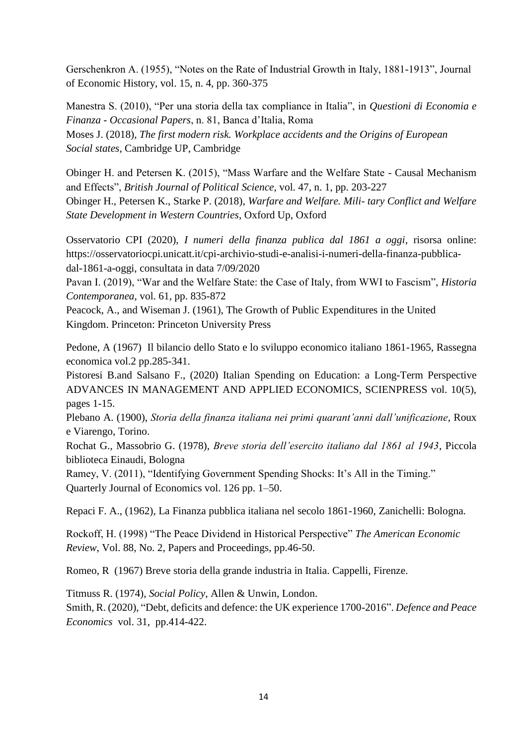Gerschenkron A. (1955), "Notes on the Rate of Industrial Growth in Italy, 1881-1913", Journal of Economic History, vol. 15, n. 4, pp. 360-375

Manestra S. (2010), "Per una storia della tax compliance in Italia", in *Questioni di Economia e Finanza - Occasional Papers*, n. 81, Banca d'Italia, Roma

Moses J. (2018), *The first modern risk. Workplace accidents and the Origins of European Social states*, Cambridge UP, Cambridge

Obinger H. and Petersen K. (2015), "Mass Warfare and the Welfare State - Causal Mechanism and Effects", *British Journal of Political Science*, vol. 47, n. 1, pp. 203-227

Obinger H., Petersen K., Starke P. (2018), *Warfare and Welfare. Mili- tary Conflict and Welfare State Development in Western Countries*, Oxford Up, Oxford

Osservatorio CPI (2020), *I numeri della finanza publica dal 1861 a oggi*, risorsa online: https://osservatoriocpi.unicatt.it/cpi-archivio-studi-e-analisi-i-numeri-della-finanza-pubblica-dal-1861-a-oggi, consultata in data 7/09/2020

Pavan I. (2019), "War and the Welfare State: the Case of Italy, from WWI to Fascism", *Historia Contemporanea*, vol. 61, pp. 835-872

Peacock, A., and Wiseman J. (1961), The Growth of Public Expenditures in the United Kingdom. Princeton: Princeton University Press

Pedone, A (1967) Il bilancio dello Stato e lo sviluppo economico italiano 1861-1965, Rassegna economica vol.2 pp.285-341.

Pistoresi B.and Salsano F., (2020) Italian Spending on Education: a Long-Term Perspective ADVANCES IN MANAGEMENT AND APPLIED ECONOMICS, SCIENPRESS vol. 10(5), pages 1-15.

Plebano A. (1900), *Storia della finanza italiana nei primi quarant'anni dall'unificazione*, Roux e Viarengo, Torino.

Rochat G., Massobrio G. (1978), *Breve storia dell'esercito italiano dal 1861 al 1943*, Piccola biblioteca Einaudi, Bologna

Ramey, V. (2011), "Identifying Government Spending Shocks: It's All in the Timing." Quarterly Journal of Economics vol. 126 pp. 1–50.

Repaci F. A., (1962), La Finanza pubblica italiana nel secolo 1861-1960, Zanichelli: Bologna.

Rockoff, H. (1998) "The Peace Dividend in Historical Perspective" *The American Economic Review*, Vol. 88, No. 2, Papers and Proceedings, pp.46-50.

Romeo, R (1967) Breve storia della grande industria in Italia. Cappelli, Firenze.

Titmuss R. (1974), *Social Policy*, Allen & Unwin, London.

Smith, R. (2020), "Debt, deficits and defence: the UK experience 1700-2016". *Defence and Peace Economics* vol. 31, pp.414-422.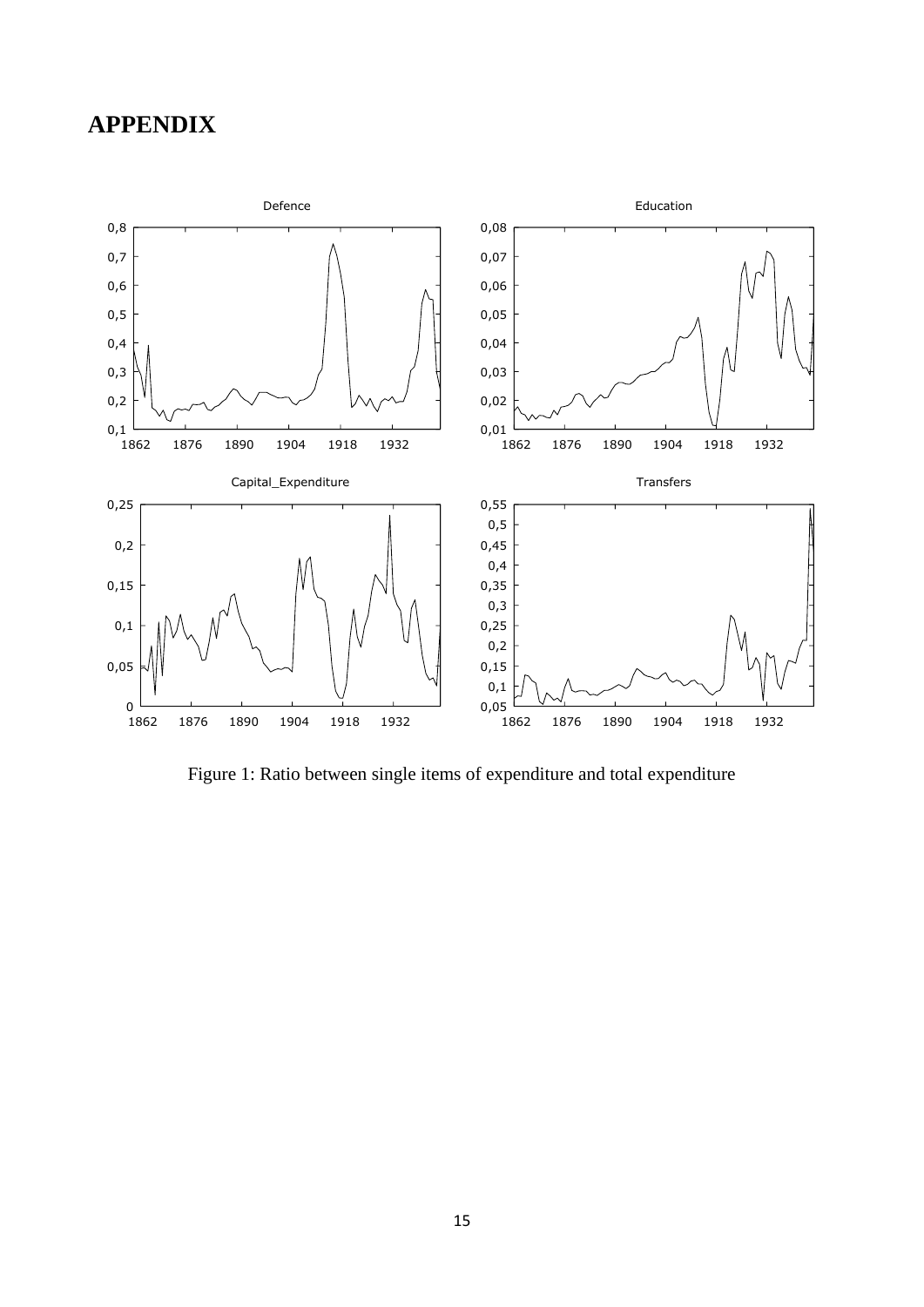# APPENDIX

Figure 1: Ratio between single items of expenditure and total expenditure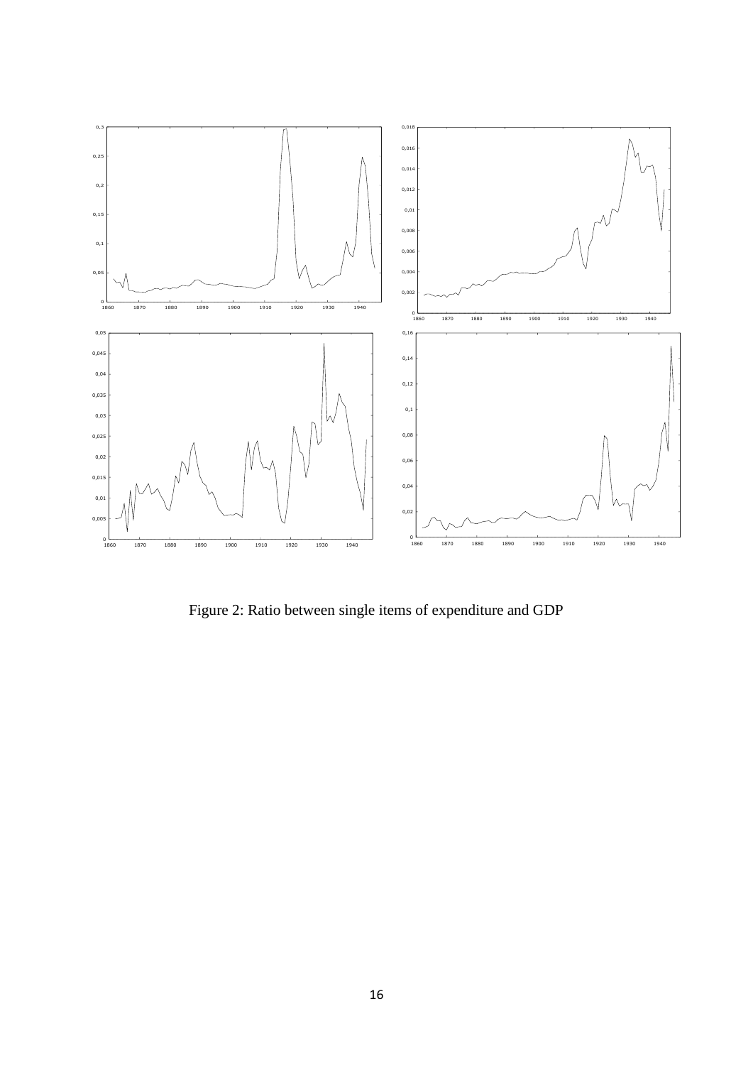Figure 2: Ratio between single items of expenditure and GDP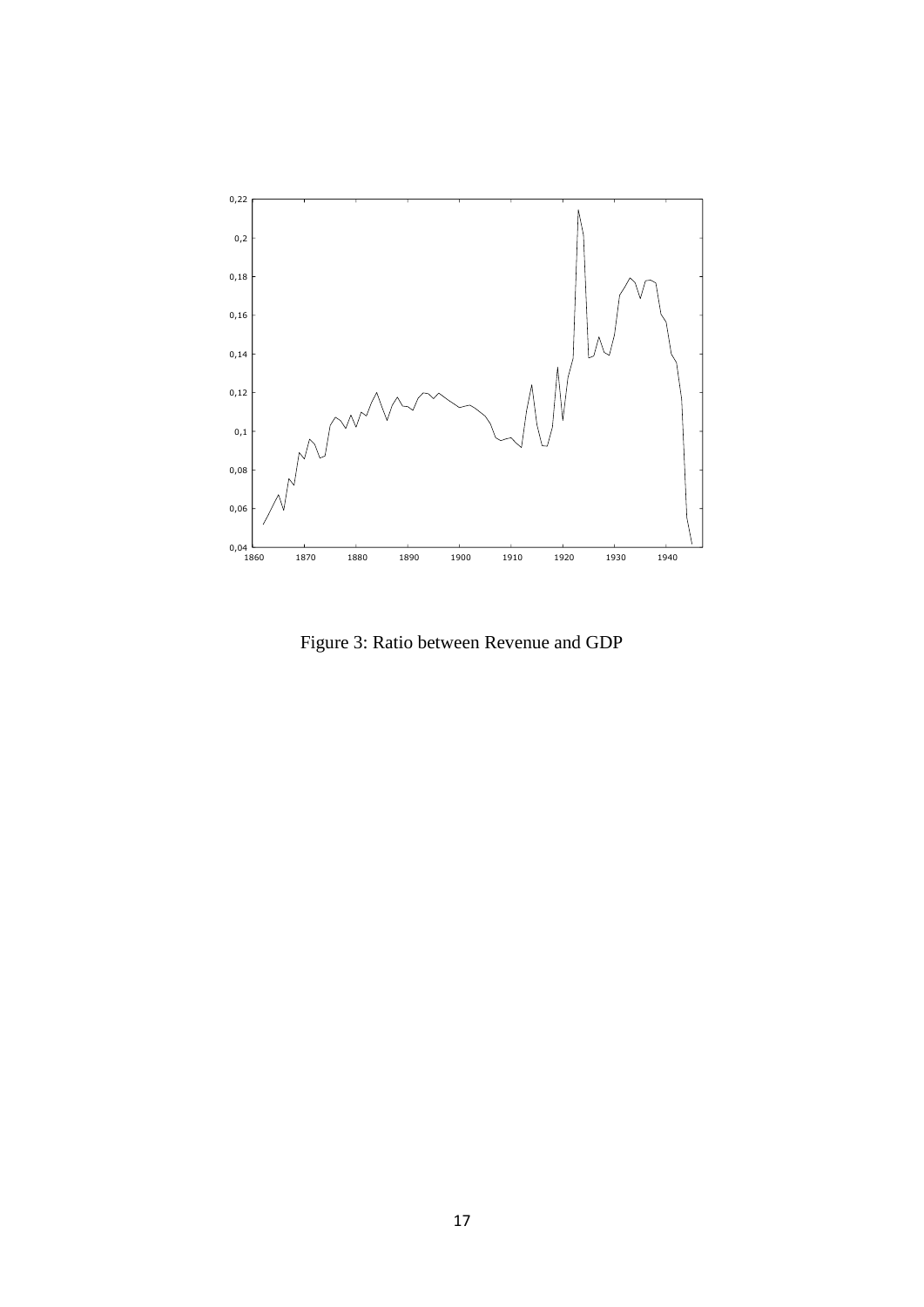Figure 3: Ratio between Revenue and GDP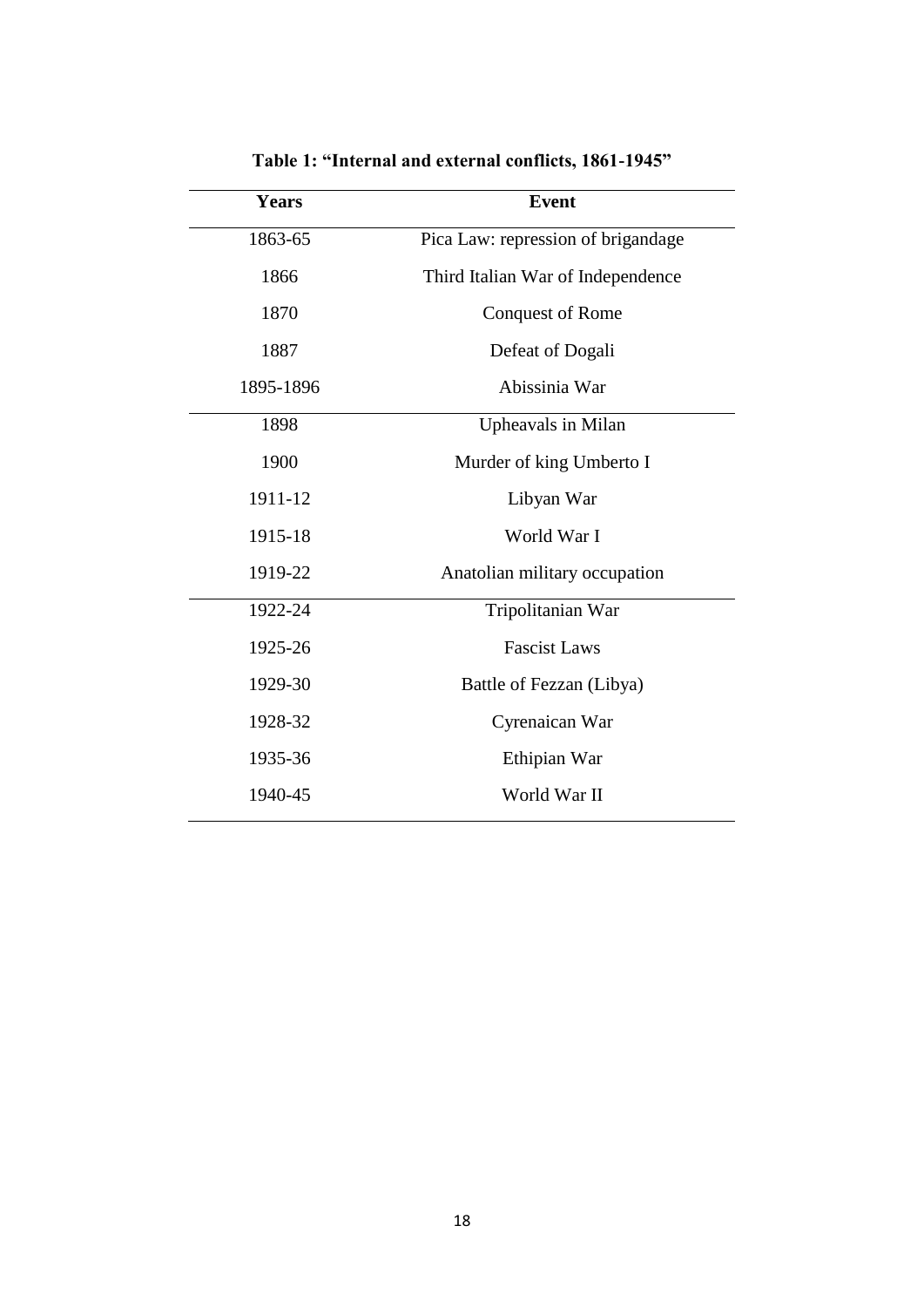**Table 1: "Internal and external conflicts, 1861-1945"**

| Years | Event |
|---|---|
| 1863-65 | Pica Law: repression of brigandage |
| 1866 | Third Italian War of Independence |
| 1870 | Conquest of Rome |
| 1887 | Defeat of Dogali |
| 1895-1896 | Abissinia War |
| 1898 | Upheavals in Milan |
| 1900 | Murder of king Umberto I |
| 1911-12 | Libyan War |
| 1915-18 | World War I |
| 1919-22 | Anatolian military occupation |
| 1922-24 | Tripolitanian War |
| 1925-26 | Fascist Laws |
| 1929-30 | Battle of Fezzan (Libya) |
| 1928-32 | Cyrenaican War |
| 1935-36 | Ethipian War |
| 1940-45 | World War II |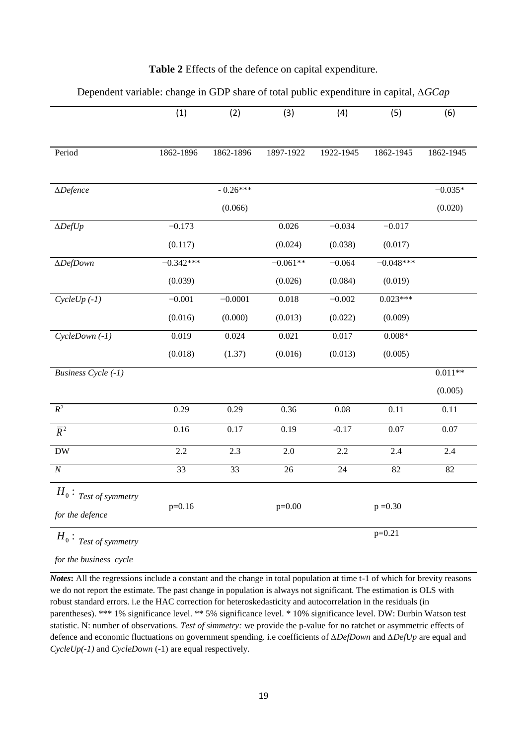**Table 2** Effects of the defence on capital expenditure.

Dependent variable: change in GDP share of total public expenditure in capital, $\Delta GCap$

| | (1) | (2) | (3) | (4) | (5) | (6) |
|---|---|---|---|---|---|---|
| Period | 1862-1896 | 1862-1896 | 1897-1922 | 1922-1945 | 1862-1945 | 1862-1945 |
| $\Delta Defence$ | | - 0.26*** | | | | −0.035* |
| | | (0.066) | | | | (0.020) |
| $\Delta DefUp$ | −0.173 | | 0.026 | −0.034 | −0.017 | |
| | (0.117) | | (0.024) | (0.038) | (0.017) | |
| $\Delta DefDown$ | −0.342*** | | −0.061** | −0.064 | −0.048*** | |
| | (0.039) | | (0.026) | (0.084) | (0.019) | |
| *CycleUp (-1)* | −0.001 | −0.0001 | 0.018 | −0.002 | 0.023*** | |
| | (0.016) | (0.000) | (0.013) | (0.022) | (0.009) | |
| *CycleDown (-1)* | 0.019 | 0.024 | 0.021 | 0.017 | 0.008* | |
| | (0.018) | (1.37) | (0.016) | (0.013) | (0.005) | |
| *Business Cycle (-1)* | | | | | | 0.011** |
| | | | | | | (0.005) |
| $R^2$ | 0.29 | 0.29 | 0.36 | 0.08 | 0.11 | 0.11 |
| $\bar{R}^2$ | 0.16 | 0.17 | 0.19 | -0.17 | 0.07 | 0.07 |
| DW | 2.2 | 2.3 | 2.0 | 2.2 | 2.4 | 2.4 |
| $N$ | 33 | 33 | 26 | 24 | 82 | 82 |
| $H_0$: *Test of symmetry for the defence* | p=0.16 | | p=0.00 | | p =0.30 | |
| $H_0$: *Test of symmetry for the business cycle* | | | | | p=0.21 | |

***Notes*:** All the regressions include a constant and the change in total population at time t-1 of which for brevity reasons we do not report the estimate. The past change in population is always not significant. The estimation is OLS with robust standard errors. i.e the HAC correction for heteroskedasticity and autocorrelation in the residuals (in parentheses). *** 1% significance level. ** 5% significance level. * 10% significance level. DW: Durbin Watson test statistic. N: number of observations. *Test of simmetry:* we provide the p-value for no ratchet or asymmetric effects of defence and economic fluctuations on government spending. i.e coefficients of $\Delta DefDown$ and $\Delta DefUp$ are equal and *CycleUp(-1)* and *CycleDown* (-1) are equal respectively.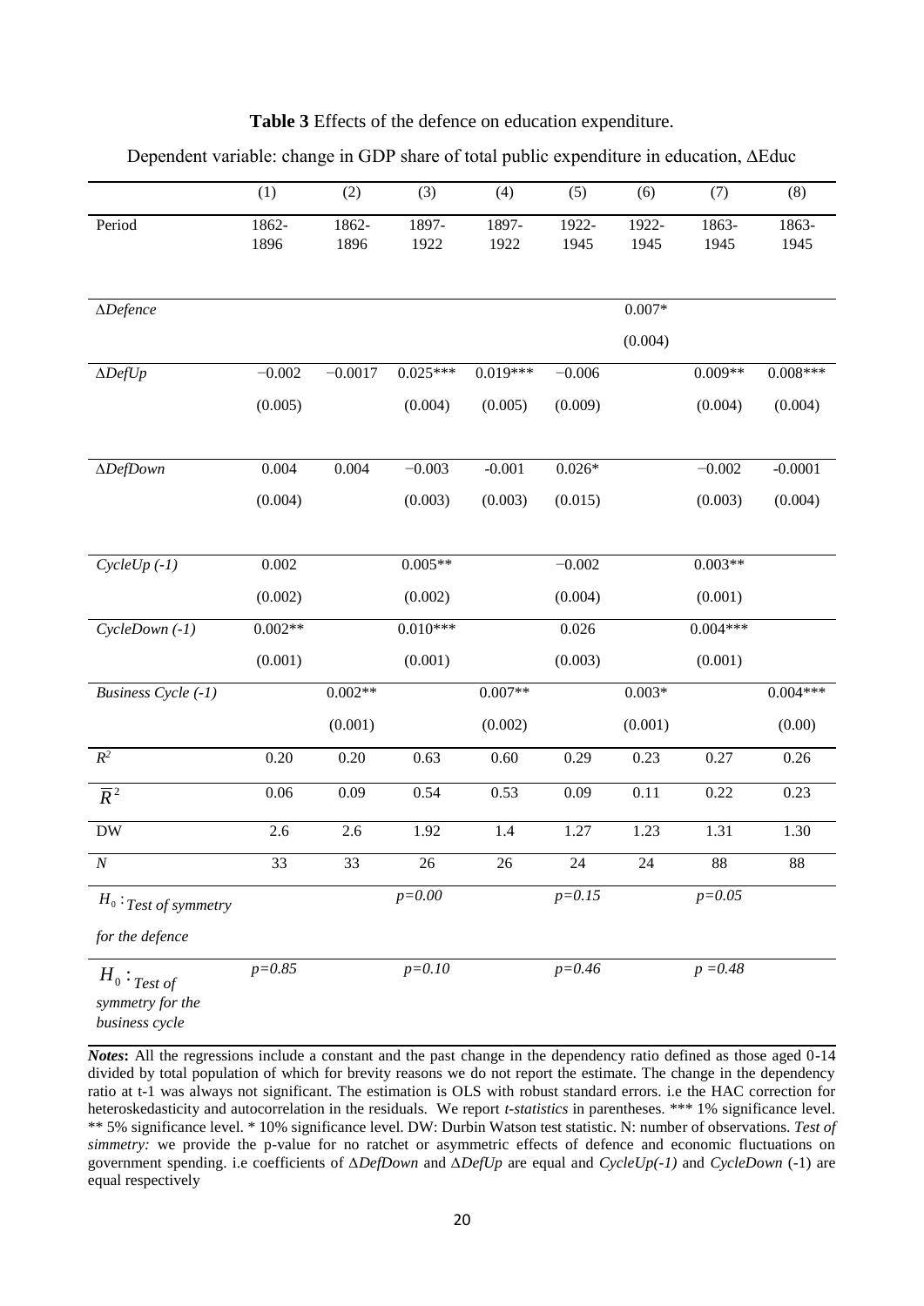**Table 3** Effects of the defence on education expenditure.

Dependent variable: change in GDP share of total public expenditure in education, ΔEduc

| | (1) | (2) | (3) | (4) | (5) | (6) | (7) | (8) |
|---|---|---|---|---|---|---|---|---|
| Period | 1862-1896 | 1862-1896 | 1897-1922 | 1897-1922 | 1922-1945 | 1922-1945 | 1863-1945 | 1863-1945 |
| *ΔDefence* | | | | | | 0.007* | | |
| | | | | | | (0.004) | | |
| *ΔDefUp* | −0.002 | −0.0017 | 0.025*** | 0.019*** | −0.006 | | 0.009** | 0.008*** |
| | (0.005) | | (0.004) | (0.005) | (0.009) | | (0.004) | (0.004) |
| *ΔDefDown* | 0.004 | 0.004 | −0.003 | -0.001 | 0.026* | | −0.002 | -0.0001 |
| | (0.004) | | (0.003) | (0.003) | (0.015) | | (0.003) | (0.004) |
| *CycleUp (-1)* | 0.002 | | 0.005** | | −0.002 | | 0.003** | |
| | (0.002) | | (0.002) | | (0.004) | | (0.001) | |
| *CycleDown (-1)* | 0.002** | | 0.010*** | | 0.026 | | 0.004*** | |
| | (0.001) | | (0.001) | | (0.003) | | (0.001) | |
| *Business Cycle (-1)* | | 0.002** | | 0.007** | | 0.003* | | 0.004*** |
| | | (0.001) | | (0.002) | | (0.001) | | (0.00) |
| $R^2$ | 0.20 | 0.20 | 0.63 | 0.60 | 0.29 | 0.23 | 0.27 | 0.26 |
| $\overline{R}^2$ | 0.06 | 0.09 | 0.54 | 0.53 | 0.09 | 0.11 | 0.22 | 0.23 |
| DW | 2.6 | 2.6 | 1.92 | 1.4 | 1.27 | 1.23 | 1.31 | 1.30 |
| *N* | 33 | 33 | 26 | 26 | 24 | 24 | 88 | 88 |
| $H_0$ : *Test of symmetry for the defence* | | | *p=0.00* | | *p=0.15* | | *p=0.05* | |
| $H_0$ : *Test of symmetry for the business cycle* | *p=0.85* | | *p=0.10* | | *p=0.46* | | *p =0.48* | |

***Notes*:** All the regressions include a constant and the past change in the dependency ratio defined as those aged 0-14 divided by total population of which for brevity reasons we do not report the estimate. The change in the dependency ratio at t-1 was always not significant. The estimation is OLS with robust standard errors. i.e the HAC correction for heteroskedasticity and autocorrelation in the residuals. We report *t-statistics* in parentheses. *** 1% significance level. ** 5% significance level. * 10% significance level. DW: Durbin Watson test statistic. N: number of observations. *Test of simmetry:* we provide the p-value for no ratchet or asymmetric effects of defence and economic fluctuations on government spending. i.e coefficients of Δ*DefDown* and Δ*DefUp* are equal and *CycleUp(-1)* and *CycleDown* (-1) are equal respectively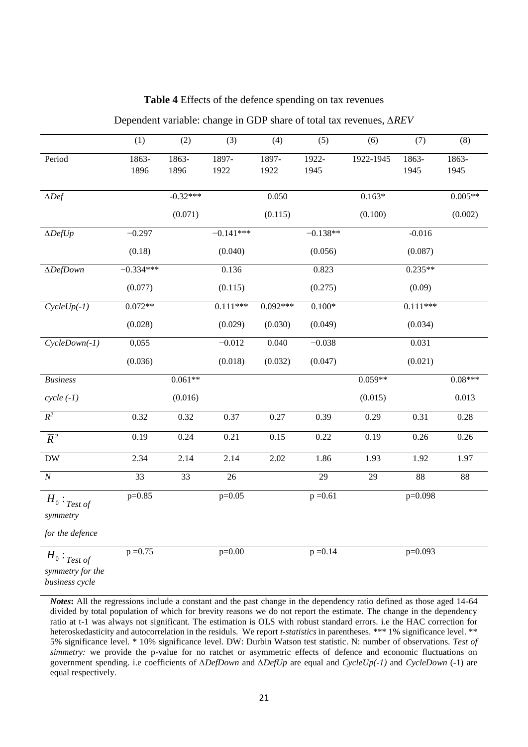**Table 4** Effects of the defence spending on tax revenues

Dependent variable: change in GDP share of total tax revenues, $\Delta REV$

| | (1) | (2) | (3) | (4) | (5) | (6) | (7) | (8) |
|---|---|---|---|---|---|---|---|---|
| Period | 1863-1896 | 1863-1896 | 1897-1922 | 1897-1922 | 1922-1945 | 1922-1945 | 1863-1945 | 1863-1945 |
| $\Delta Def$ | | −0.32*** | | 0.050 | | 0.163* | | 0.005** |
| | | (0.071) | | (0.115) | | (0.100) | | (0.002) |
| $\Delta DefUp$ | −0.297 | | −0.141*** | | −0.138** | | -0.016 | |
| | (0.18) | | (0.040) | | (0.056) | | (0.087) | |
| $\Delta DefDown$ | −0.334*** | | 0.136 | | 0.823 | | 0.235** | |
| | (0.077) | | (0.115) | | (0.275) | | (0.09) | |
| *CycleUp(-1)* | 0.072** | | 0.111*** | 0.092*** | 0.100* | | 0.111*** | |
| | (0.028) | | (0.029) | (0.030) | (0.049) | | (0.034) | |
| *CycleDown(-1)* | 0,055 | | −0.012 | 0.040 | −0.038 | | 0.031 | |
| | (0.036) | | (0.018) | (0.032) | (0.047) | | (0.021) | |
| *Business cycle (-1)* | | 0.061** | | | | 0.059** | | 0.08*** |
| | | (0.016) | | | | (0.015) | | 0.013 |
| $R^2$ | 0.32 | 0.32 | 0.37 | 0.27 | 0.39 | 0.29 | 0.31 | 0.28 |
| $\bar{R}^2$ | 0.19 | 0.24 | 0.21 | 0.15 | 0.22 | 0.19 | 0.26 | 0.26 |
| DW | 2.34 | 2.14 | 2.14 | 2.02 | 1.86 | 1.93 | 1.92 | 1.97 |
| $N$ | 33 | 33 | 26 | | 29 | 29 | 88 | 88 |
| $H_0$: *Test of symmetry for the defence* | p=0.85 | | p=0.05 | | p =0.61 | | p=0.098 | |
| $H_0$: *Test of symmetry for the business cycle* | p =0.75 | | p=0.00 | | p =0.14 | | p=0.093 | |

***Notes*:** All the regressions include a constant and the past change in the dependency ratio defined as those aged 14-64 divided by total population of which for brevity reasons we do not report the estimate. The change in the dependency ratio at t-1 was always not significant. The estimation is OLS with robust standard errors. i.e the HAC correction for heteroskedasticity and autocorrelation in the residuls. We report *t-statistics* in parentheses. *** 1% significance level. ** 5% significance level. * 10% significance level. DW: Durbin Watson test statistic. N: number of observations. *Test of simmetry:* we provide the p-value for no ratchet or asymmetric effects of defence and economic fluctuations on government spending. i.e coefficients of $\Delta DefDown$ and $\Delta DefUp$ are equal and *CycleUp(-1)* and *CycleDown* (-1) are equal respectively.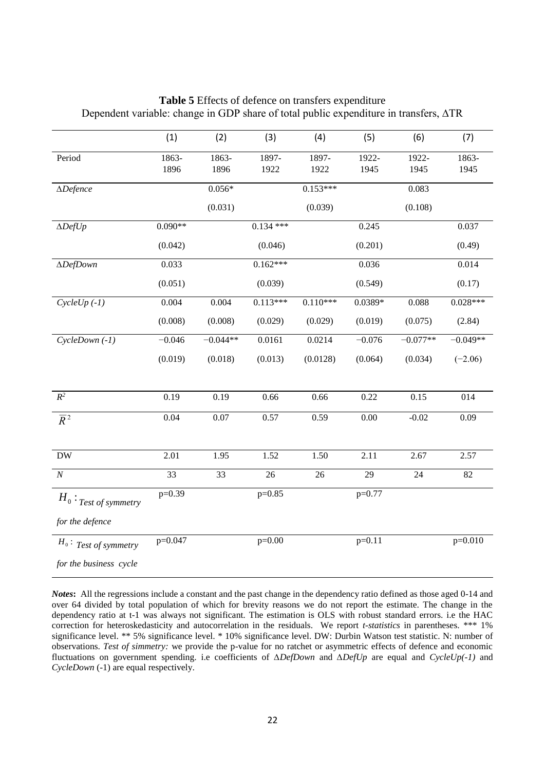**Table 5** Effects of defence on transfers expenditure
Dependent variable: change in GDP share of total public expenditure in transfers, ΔTR

| | (1) | (2) | (3) | (4) | (5) | (6) | (7) |
|---|---|---|---|---|---|---|---|
| Period | 1863-1896 | 1863-1896 | 1897-1922 | 1897-1922 | 1922-1945 | 1922-1945 | 1863-1945 |
| *ΔDefence* | | 0.056* | | 0.153*** | | 0.083 | |
| | | (0.031) | | (0.039) | | (0.108) | |
| *ΔDefUp* | 0.090** | | 0.134 *** | | 0.245 | | 0.037 |
| | (0.042) | | (0.046) | | (0.201) | | (0.49) |
| *ΔDefDown* | 0.033 | | 0.162*** | | 0.036 | | 0.014 |
| | (0.051) | | (0.039) | | (0.549) | | (0.17) |
| *CycleUp (-1)* | 0.004 | 0.004 | 0.113*** | 0.110*** | 0.0389* | 0.088 | 0.028*** |
| | (0.008) | (0.008) | (0.029) | (0.029) | (0.019) | (0.075) | (2.84) |
| *CycleDown (-1)* | −0.046 | −0.044** | 0.0161 | 0.0214 | −0.076 | −0.077** | −0.049** |
| | (0.019) | (0.018) | (0.013) | (0.0128) | (0.064) | (0.034) | (−2.06) |
| $R^2$ | 0.19 | 0.19 | 0.66 | 0.66 | 0.22 | 0.15 | 014 |
| $\overline{R}^2$ | 0.04 | 0.07 | 0.57 | 0.59 | 0.00 | -0.02 | 0.09 |
| DW | 2.01 | 1.95 | 1.52 | 1.50 | 2.11 | 2.67 | 2.57 |
| *N* | 33 | 33 | 26 | 26 | 29 | 24 | 82 |
| $H_0$ : *Test of symmetry for the defence* | p=0.39 | | p=0.85 | | p=0.77 | | |
| $H_0$ : *Test of symmetry for the business cycle* | p=0.047 | | p=0.00 | | p=0.11 | | p=0.010 |

***Notes*:** All the regressions include a constant and the past change in the dependency ratio defined as those aged 0-14 and over 64 divided by total population of which for brevity reasons we do not report the estimate. The change in the dependency ratio at t-1 was always not significant. The estimation is OLS with robust standard errors. i.e the HAC correction for heteroskedasticity and autocorrelation in the residuals. We report *t-statistics* in parentheses. *** 1% significance level. ** 5% significance level. * 10% significance level. DW: Durbin Watson test statistic. N: number of observations. *Test of simmetry:* we provide the p-value for no ratchet or asymmetric effects of defence and economic fluctuations on government spending. i.e coefficients of *ΔDefDown* and *ΔDefUp* are equal and *CycleUp(-1)* and *CycleDown* (-1) are equal respectively.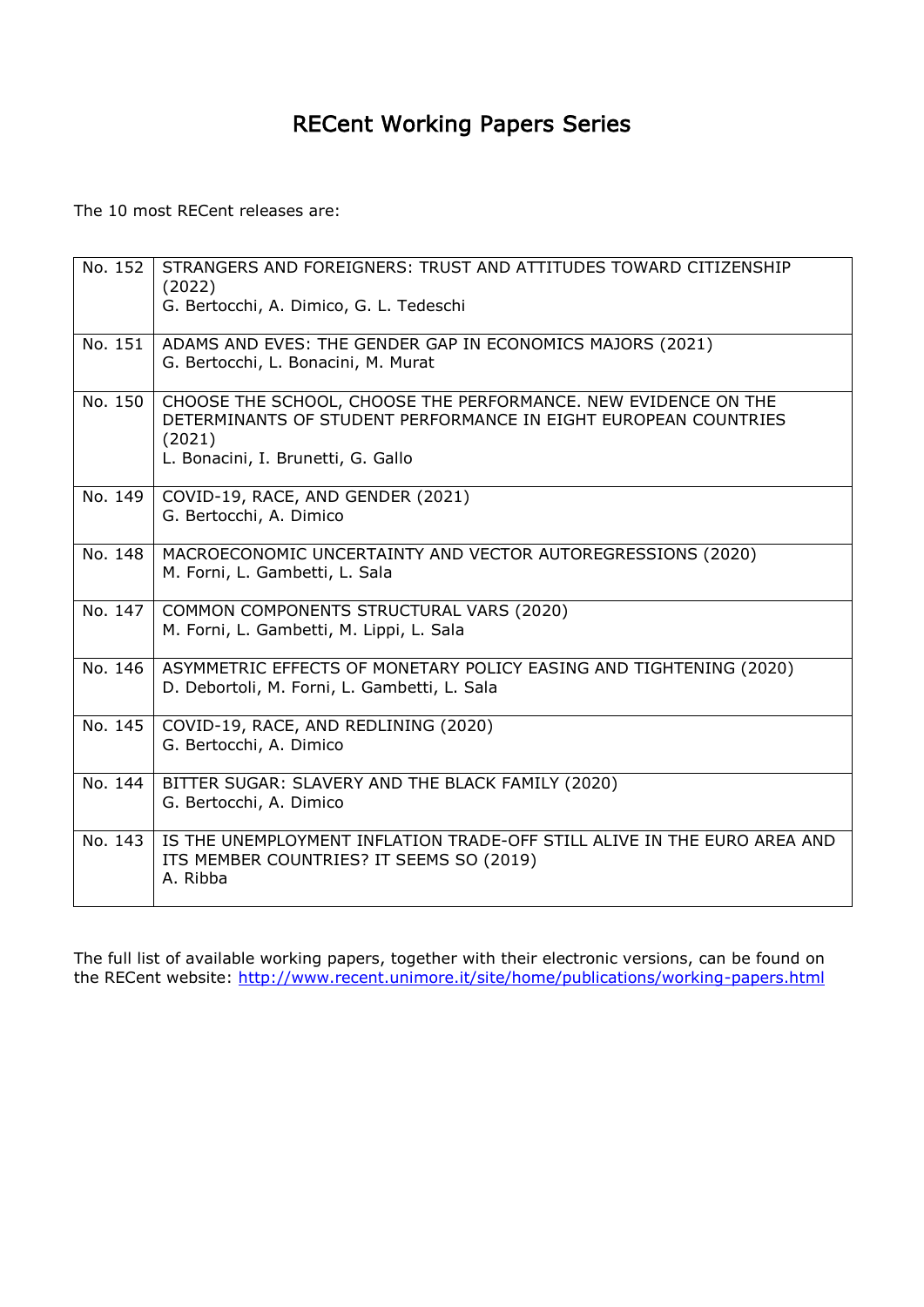# RECent Working Papers Series

The 10 most RECent releases are:

| | |
|---|---|
| No. 152 | STRANGERS AND FOREIGNERS: TRUST AND ATTITUDES TOWARD CITIZENSHIP (2022)<br>G. Bertocchi, A. Dimico, G. L. Tedeschi |
| No. 151 | ADAMS AND EVES: THE GENDER GAP IN ECONOMICS MAJORS (2021)<br>G. Bertocchi, L. Bonacini, M. Murat |
| No. 150 | CHOOSE THE SCHOOL, CHOOSE THE PERFORMANCE. NEW EVIDENCE ON THE DETERMINANTS OF STUDENT PERFORMANCE IN EIGHT EUROPEAN COUNTRIES (2021)<br>L. Bonacini, I. Brunetti, G. Gallo |
| No. 149 | COVID-19, RACE, AND GENDER (2021)<br>G. Bertocchi, A. Dimico |
| No. 148 | MACROECONOMIC UNCERTAINTY AND VECTOR AUTOREGRESSIONS (2020)<br>M. Forni, L. Gambetti, L. Sala |
| No. 147 | COMMON COMPONENTS STRUCTURAL VARS (2020)<br>M. Forni, L. Gambetti, M. Lippi, L. Sala |
| No. 146 | ASYMMETRIC EFFECTS OF MONETARY POLICY EASING AND TIGHTENING (2020)<br>D. Debortoli, M. Forni, L. Gambetti, L. Sala |
| No. 145 | COVID-19, RACE, AND REDLINING (2020)<br>G. Bertocchi, A. Dimico |
| No. 144 | BITTER SUGAR: SLAVERY AND THE BLACK FAMILY (2020)<br>G. Bertocchi, A. Dimico |
| No. 143 | IS THE UNEMPLOYMENT INFLATION TRADE-OFF STILL ALIVE IN THE EURO AREA AND ITS MEMBER COUNTRIES? IT SEEMS SO (2019)<br>A. Ribba |

The full list of available working papers, together with their electronic versions, can be found on the RECent website: http://www.recent.unimore.it/site/home/publications/working-papers.html